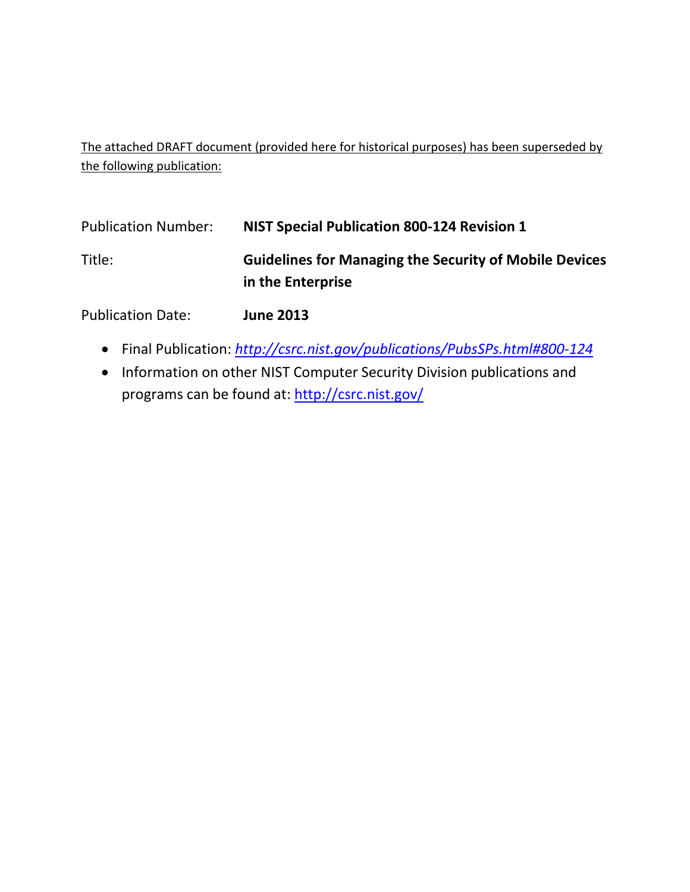The attached DRAFT document (provided here for historical purposes) has been superseded by the following publication:

| | |
|---|---|
| Publication Number: | **NIST Special Publication 800-124 Revision 1** |
| Title: | **Guidelines for Managing the Security of Mobile Devices in the Enterprise** |
| Publication Date: | **June 2013** |

- Final Publication: *http://csrc.nist.gov/publications/PubsSPs.html#800-124*
- Information on other NIST Computer Security Division publications and programs can be found at: http://csrc.nist.gov/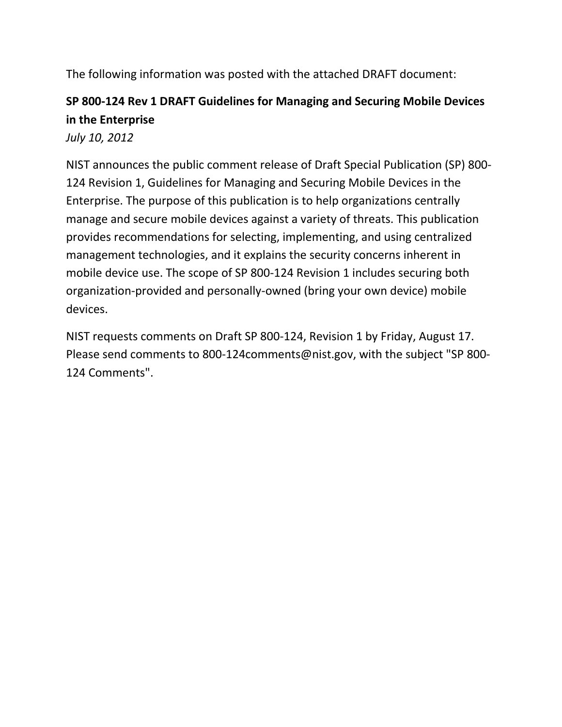The following information was posted with the attached DRAFT document:

**SP 800-124 Rev 1 DRAFT Guidelines for Managing and Securing Mobile Devices in the Enterprise**
*July 10, 2012*

NIST announces the public comment release of Draft Special Publication (SP) 800-124 Revision 1, Guidelines for Managing and Securing Mobile Devices in the Enterprise. The purpose of this publication is to help organizations centrally manage and secure mobile devices against a variety of threats. This publication provides recommendations for selecting, implementing, and using centralized management technologies, and it explains the security concerns inherent in mobile device use. The scope of SP 800-124 Revision 1 includes securing both organization-provided and personally-owned (bring your own device) mobile devices.

NIST requests comments on Draft SP 800-124, Revision 1 by Friday, August 17. Please send comments to 800-124comments@nist.gov, with the subject "SP 800-124 Comments".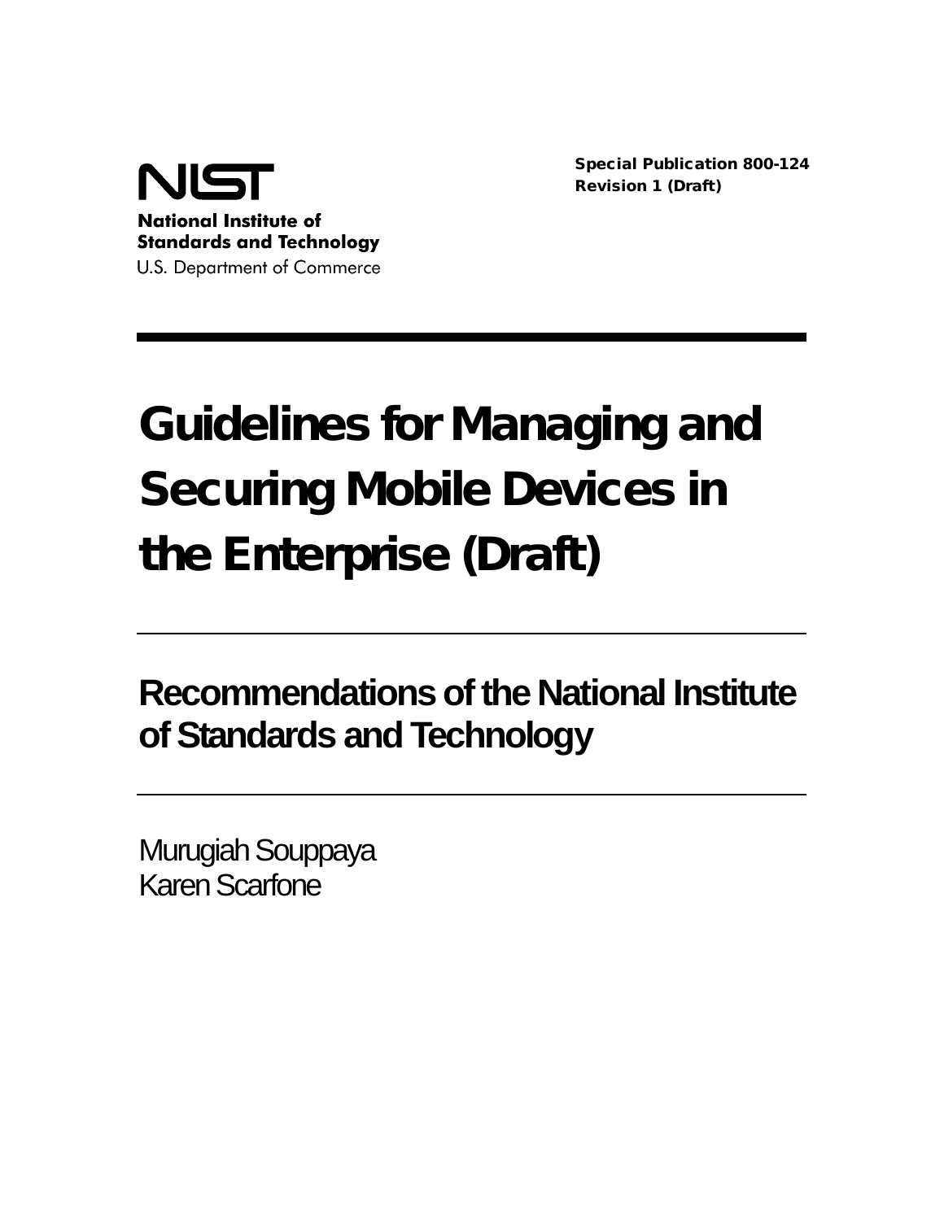NIST

**National Institute of Standards and Technology**

U.S. Department of Commerce

**Special Publication 800-124**
**Revision 1 (Draft)**

# Guidelines for Managing and Securing Mobile Devices in the Enterprise (Draft)

## Recommendations of the National Institute of Standards and Technology

Murugiah Souppaya
Karen Scarfone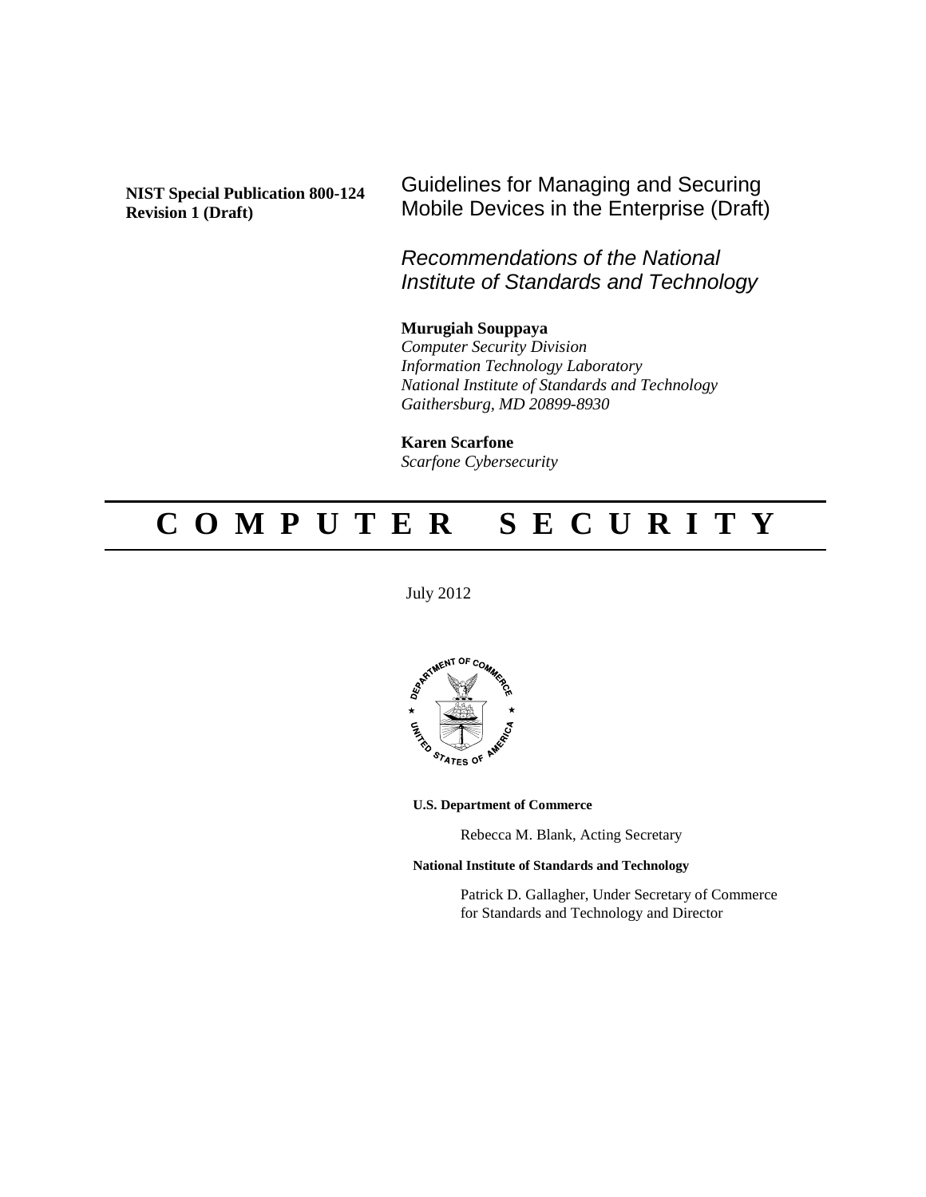**NIST Special Publication 800-124 Revision 1 (Draft)**

# Guidelines for Managing and Securing Mobile Devices in the Enterprise (Draft)

*Recommendations of the National Institute of Standards and Technology*

**Murugiah Souppaya**
*Computer Security Division*
*Information Technology Laboratory*
*National Institute of Standards and Technology*
*Gaithersburg, MD 20899-8930*

**Karen Scarfone**
*Scarfone Cybersecurity*

# C O M P U T E R S E C U R I T Y

July 2012

**U.S. Department of Commerce**

Rebecca M. Blank, Acting Secretary

**National Institute of Standards and Technology**

Patrick D. Gallagher, Under Secretary of Commerce for Standards and Technology and Director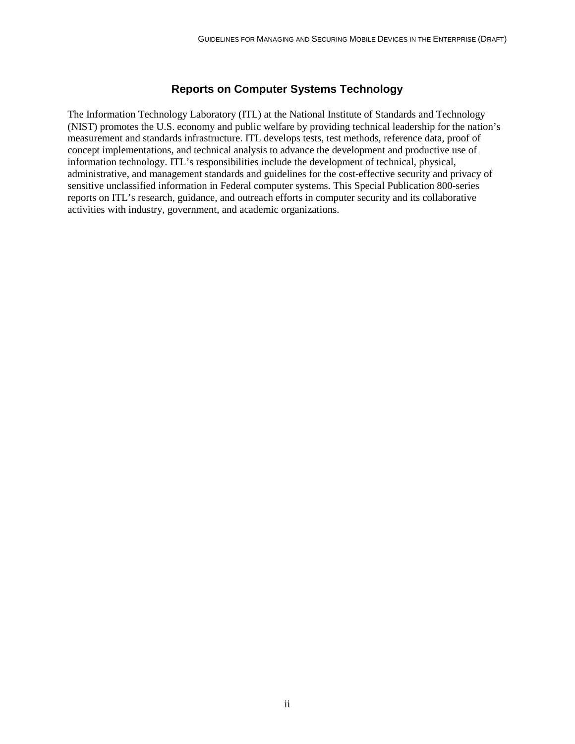## Reports on Computer Systems Technology

The Information Technology Laboratory (ITL) at the National Institute of Standards and Technology (NIST) promotes the U.S. economy and public welfare by providing technical leadership for the nation's measurement and standards infrastructure. ITL develops tests, test methods, reference data, proof of concept implementations, and technical analysis to advance the development and productive use of information technology. ITL's responsibilities include the development of technical, physical, administrative, and management standards and guidelines for the cost-effective security and privacy of sensitive unclassified information in Federal computer systems. This Special Publication 800-series reports on ITL's research, guidance, and outreach efforts in computer security and its collaborative activities with industry, government, and academic organizations.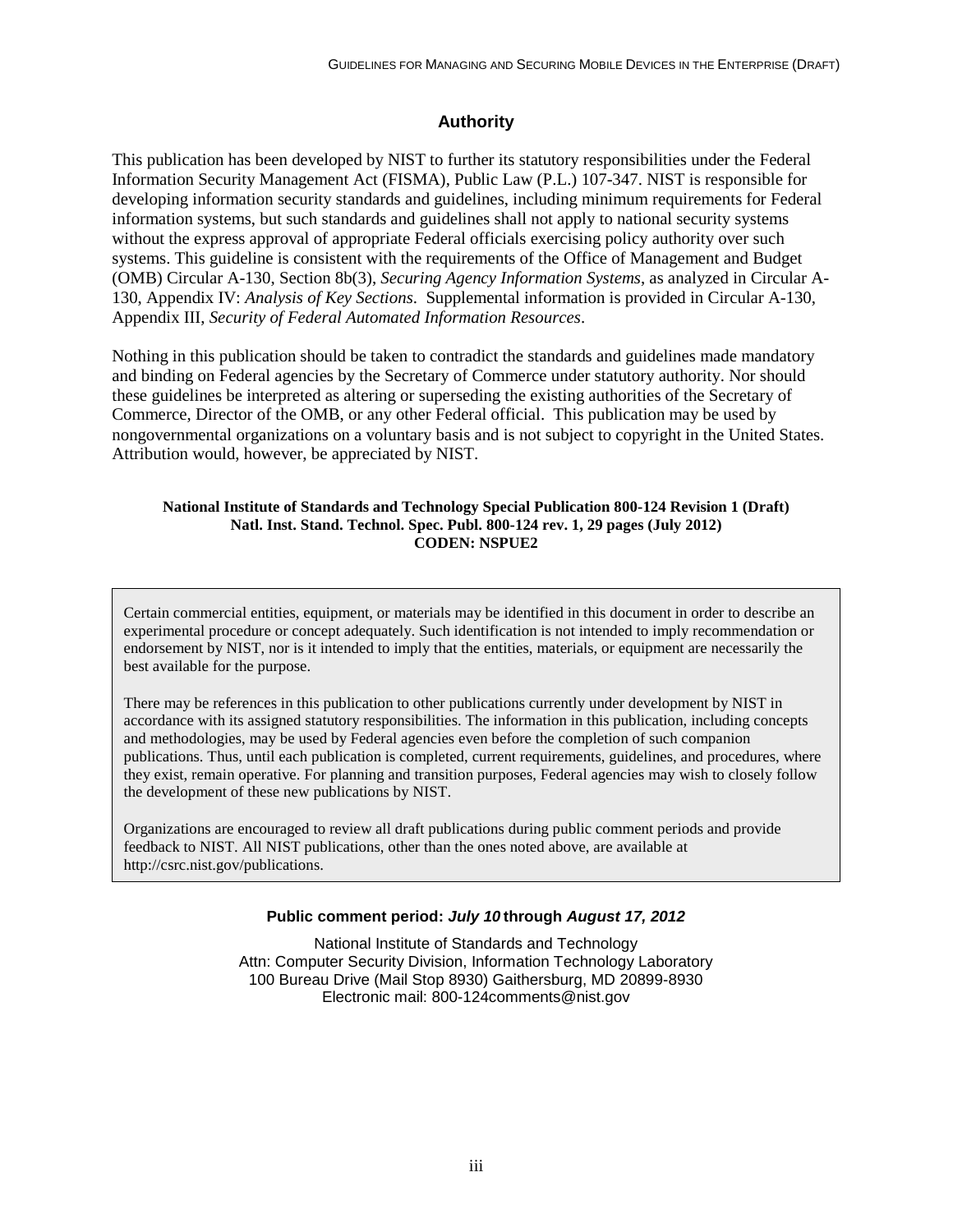## Authority

This publication has been developed by NIST to further its statutory responsibilities under the Federal Information Security Management Act (FISMA), Public Law (P.L.) 107-347. NIST is responsible for developing information security standards and guidelines, including minimum requirements for Federal information systems, but such standards and guidelines shall not apply to national security systems without the express approval of appropriate Federal officials exercising policy authority over such systems. This guideline is consistent with the requirements of the Office of Management and Budget (OMB) Circular A-130, Section 8b(3), *Securing Agency Information Systems*, as analyzed in Circular A-130, Appendix IV: *Analysis of Key Sections*. Supplemental information is provided in Circular A-130, Appendix III, *Security of Federal Automated Information Resources*.

Nothing in this publication should be taken to contradict the standards and guidelines made mandatory and binding on Federal agencies by the Secretary of Commerce under statutory authority. Nor should these guidelines be interpreted as altering or superseding the existing authorities of the Secretary of Commerce, Director of the OMB, or any other Federal official. This publication may be used by nongovernmental organizations on a voluntary basis and is not subject to copyright in the United States. Attribution would, however, be appreciated by NIST.

**National Institute of Standards and Technology Special Publication 800-124 Revision 1 (Draft)**
**Natl. Inst. Stand. Technol. Spec. Publ. 800-124 rev. 1, 29 pages (July 2012)**
**CODEN: NSPUE2**

Certain commercial entities, equipment, or materials may be identified in this document in order to describe an experimental procedure or concept adequately. Such identification is not intended to imply recommendation or endorsement by NIST, nor is it intended to imply that the entities, materials, or equipment are necessarily the best available for the purpose.

There may be references in this publication to other publications currently under development by NIST in accordance with its assigned statutory responsibilities. The information in this publication, including concepts and methodologies, may be used by Federal agencies even before the completion of such companion publications. Thus, until each publication is completed, current requirements, guidelines, and procedures, where they exist, remain operative. For planning and transition purposes, Federal agencies may wish to closely follow the development of these new publications by NIST.

Organizations are encouraged to review all draft publications during public comment periods and provide feedback to NIST. All NIST publications, other than the ones noted above, are available at http://csrc.nist.gov/publications.

**Public comment period: *July 10* through *August 17, 2012***

National Institute of Standards and Technology
Attn: Computer Security Division, Information Technology Laboratory
100 Bureau Drive (Mail Stop 8930) Gaithersburg, MD 20899-8930
Electronic mail: 800-124comments@nist.gov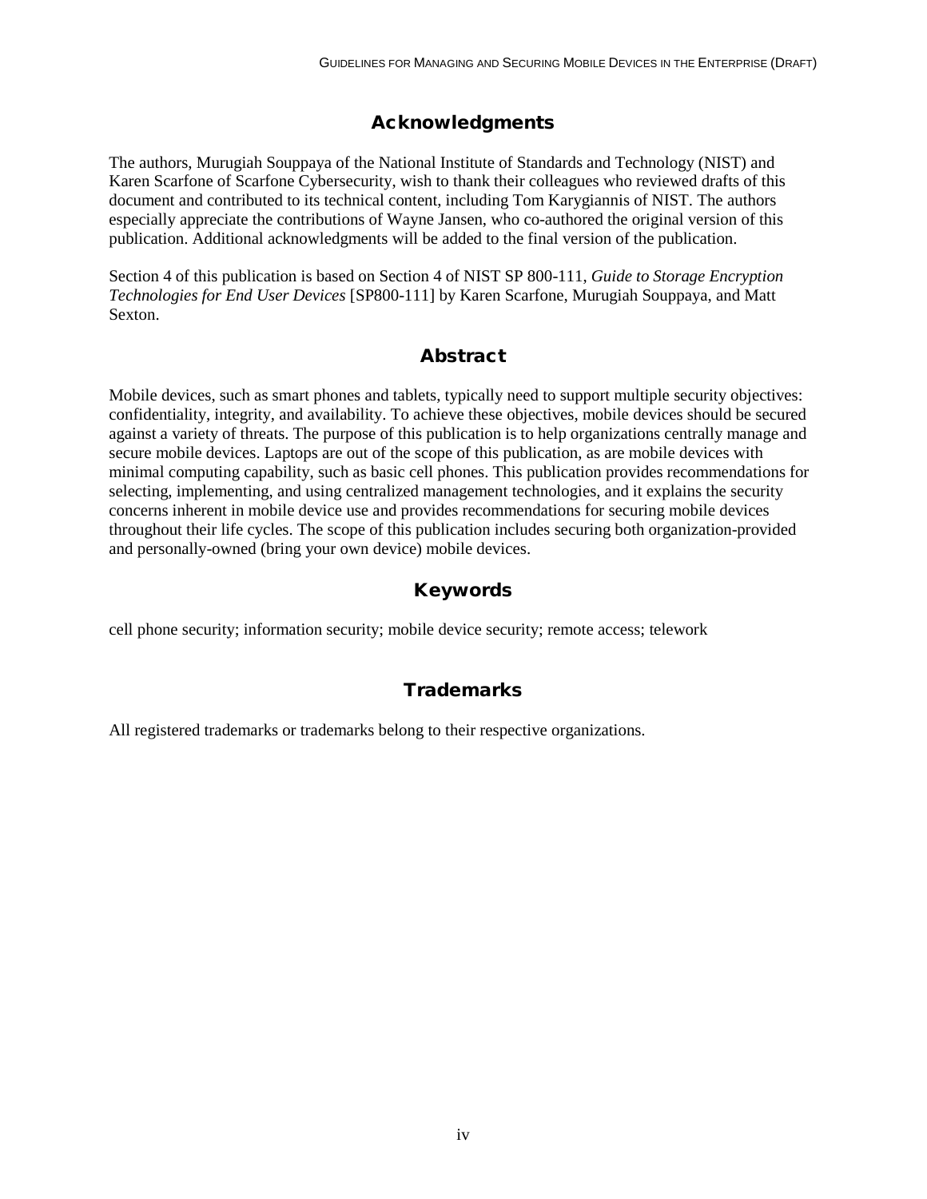## Acknowledgments

The authors, Murugiah Souppaya of the National Institute of Standards and Technology (NIST) and Karen Scarfone of Scarfone Cybersecurity, wish to thank their colleagues who reviewed drafts of this document and contributed to its technical content, including Tom Karygiannis of NIST. The authors especially appreciate the contributions of Wayne Jansen, who co-authored the original version of this publication. Additional acknowledgments will be added to the final version of the publication.

Section 4 of this publication is based on Section 4 of NIST SP 800-111, *Guide to Storage Encryption Technologies for End User Devices* [SP800-111] by Karen Scarfone, Murugiah Souppaya, and Matt Sexton.

## Abstract

Mobile devices, such as smart phones and tablets, typically need to support multiple security objectives: confidentiality, integrity, and availability. To achieve these objectives, mobile devices should be secured against a variety of threats. The purpose of this publication is to help organizations centrally manage and secure mobile devices. Laptops are out of the scope of this publication, as are mobile devices with minimal computing capability, such as basic cell phones. This publication provides recommendations for selecting, implementing, and using centralized management technologies, and it explains the security concerns inherent in mobile device use and provides recommendations for securing mobile devices throughout their life cycles. The scope of this publication includes securing both organization-provided and personally-owned (bring your own device) mobile devices.

## Keywords

cell phone security; information security; mobile device security; remote access; telework

## Trademarks

All registered trademarks or trademarks belong to their respective organizations.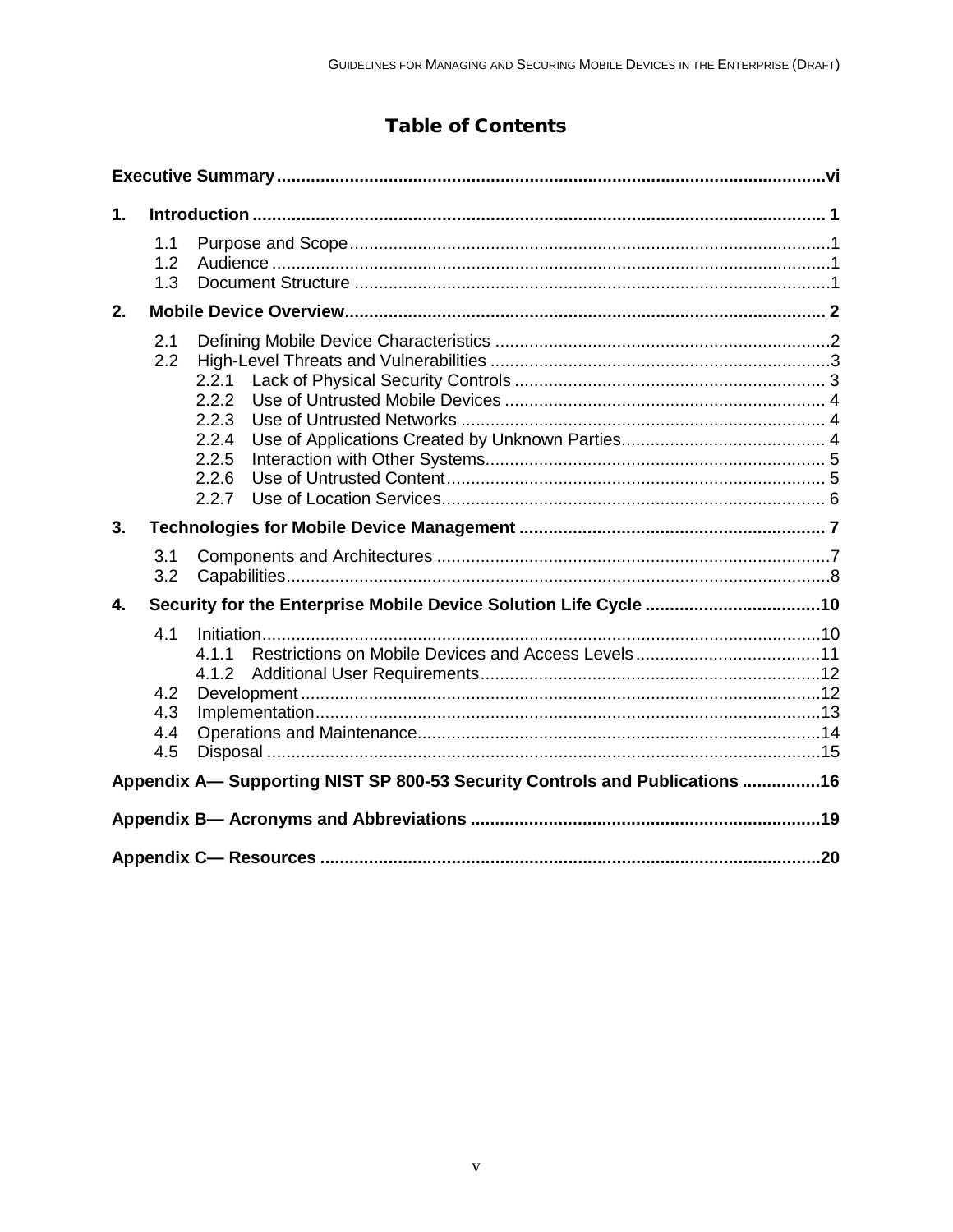# Table of Contents

**Executive Summary** ................................................................................................................ **vi**

**1. Introduction** ..................................................................................................................... **1**

- 1.1 Purpose and Scope .................................................................................................. 1
- 1.2 Audience .................................................................................................................. 1
- 1.3 Document Structure .................................................................................................. 1

**2. Mobile Device Overview** ................................................................................................. **2**

- 2.1 Defining Mobile Device Characteristics ..................................................................... 2
- 2.2 High-Level Threats and Vulnerabilities ...................................................................... 3
  - 2.2.1 Lack of Physical Security Controls ................................................................ 3
  - 2.2.2 Use of Untrusted Mobile Devices .................................................................. 4
  - 2.2.3 Use of Untrusted Networks ............................................................................ 4
  - 2.2.4 Use of Applications Created by Unknown Parties........................................... 4
  - 2.2.5 Interaction with Other Systems...................................................................... 5
  - 2.2.6 Use of Untrusted Content.............................................................................. 5
  - 2.2.7 Use of Location Services............................................................................... 6

**3. Technologies for Mobile Device Management** ............................................................... **7**

- 3.1 Components and Architectures ................................................................................. 7
- 3.2 Capabilities................................................................................................................ 8

**4. Security for the Enterprise Mobile Device Solution Life Cycle** .................................... **10**

- 4.1 Initiation................................................................................................................... 10
  - 4.1.1 Restrictions on Mobile Devices and Access Levels...................................... 11
  - 4.1.2 Additional User Requirements...................................................................... 12
- 4.2 Development ........................................................................................................... 12
- 4.3 Implementation........................................................................................................ 13
- 4.4 Operations and Maintenance................................................................................... 14
- 4.5 Disposal .................................................................................................................. 15

**Appendix A— Supporting NIST SP 800-53 Security Controls and Publications** ................ **16**

**Appendix B— Acronyms and Abbreviations** ........................................................................ **19**

**Appendix C— Resources** ...................................................................................................... **20**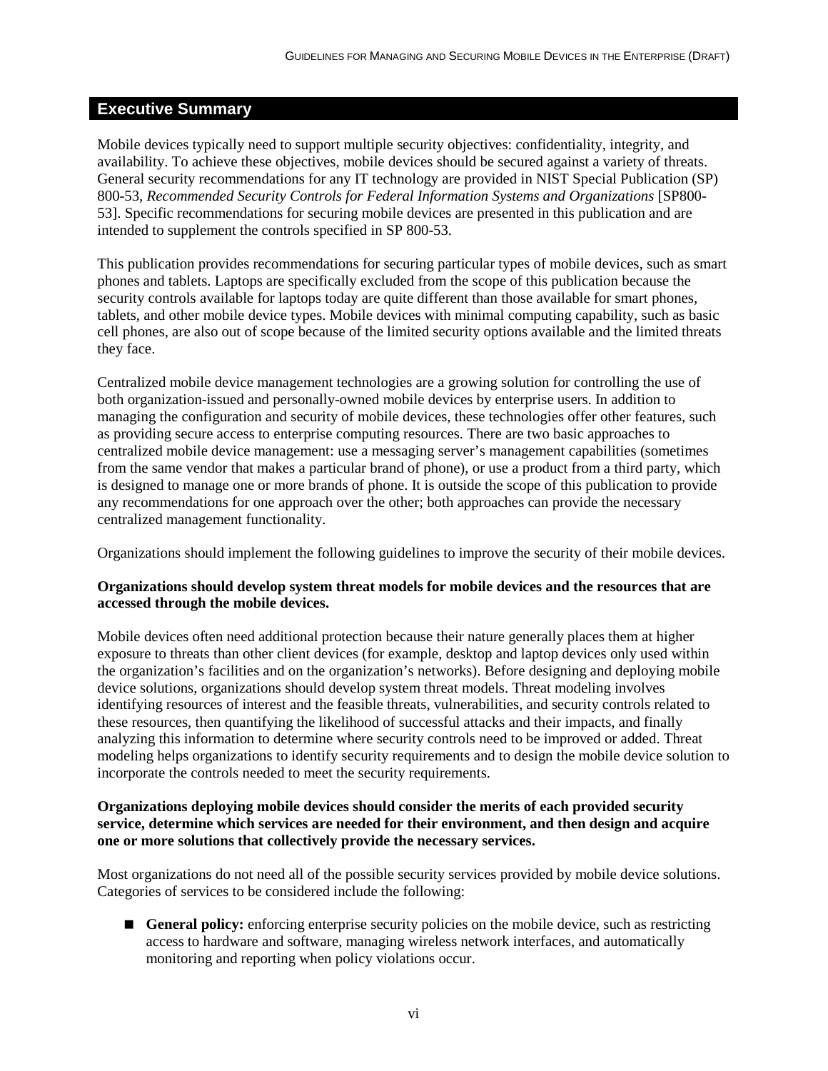## Executive Summary

Mobile devices typically need to support multiple security objectives: confidentiality, integrity, and availability. To achieve these objectives, mobile devices should be secured against a variety of threats. General security recommendations for any IT technology are provided in NIST Special Publication (SP) 800-53, *Recommended Security Controls for Federal Information Systems and Organizations* [SP800-53]. Specific recommendations for securing mobile devices are presented in this publication and are intended to supplement the controls specified in SP 800-53.

This publication provides recommendations for securing particular types of mobile devices, such as smart phones and tablets. Laptops are specifically excluded from the scope of this publication because the security controls available for laptops today are quite different than those available for smart phones, tablets, and other mobile device types. Mobile devices with minimal computing capability, such as basic cell phones, are also out of scope because of the limited security options available and the limited threats they face.

Centralized mobile device management technologies are a growing solution for controlling the use of both organization-issued and personally-owned mobile devices by enterprise users. In addition to managing the configuration and security of mobile devices, these technologies offer other features, such as providing secure access to enterprise computing resources. There are two basic approaches to centralized mobile device management: use a messaging server's management capabilities (sometimes from the same vendor that makes a particular brand of phone), or use a product from a third party, which is designed to manage one or more brands of phone. It is outside the scope of this publication to provide any recommendations for one approach over the other; both approaches can provide the necessary centralized management functionality.

Organizations should implement the following guidelines to improve the security of their mobile devices.

**Organizations should develop system threat models for mobile devices and the resources that are accessed through the mobile devices.**

Mobile devices often need additional protection because their nature generally places them at higher exposure to threats than other client devices (for example, desktop and laptop devices only used within the organization's facilities and on the organization's networks). Before designing and deploying mobile device solutions, organizations should develop system threat models. Threat modeling involves identifying resources of interest and the feasible threats, vulnerabilities, and security controls related to these resources, then quantifying the likelihood of successful attacks and their impacts, and finally analyzing this information to determine where security controls need to be improved or added. Threat modeling helps organizations to identify security requirements and to design the mobile device solution to incorporate the controls needed to meet the security requirements.

**Organizations deploying mobile devices should consider the merits of each provided security service, determine which services are needed for their environment, and then design and acquire one or more solutions that collectively provide the necessary services.**

Most organizations do not need all of the possible security services provided by mobile device solutions. Categories of services to be considered include the following:

- **General policy:** enforcing enterprise security policies on the mobile device, such as restricting access to hardware and software, managing wireless network interfaces, and automatically monitoring and reporting when policy violations occur.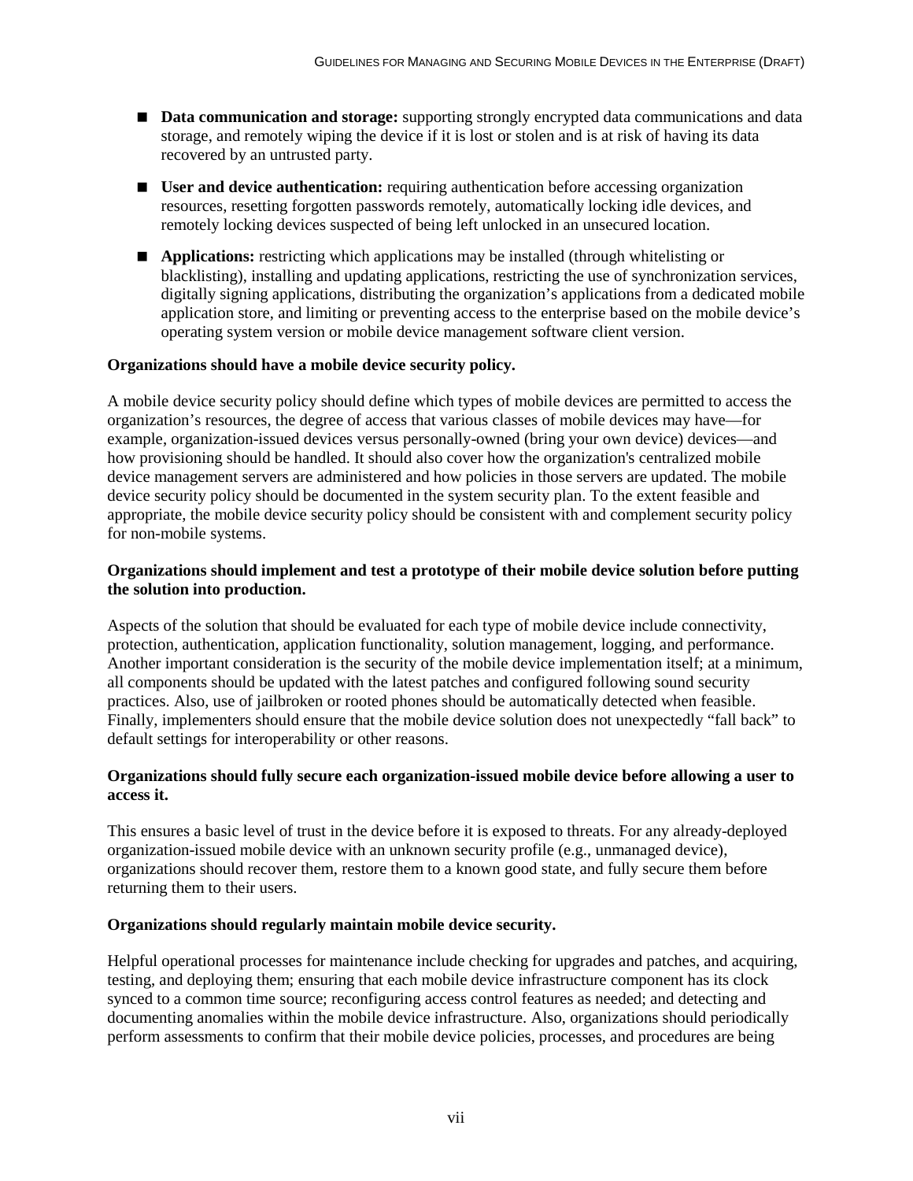- **Data communication and storage:** supporting strongly encrypted data communications and data storage, and remotely wiping the device if it is lost or stolen and is at risk of having its data recovered by an untrusted party.
- **User and device authentication:** requiring authentication before accessing organization resources, resetting forgotten passwords remotely, automatically locking idle devices, and remotely locking devices suspected of being left unlocked in an unsecured location.
- **Applications:** restricting which applications may be installed (through whitelisting or blacklisting), installing and updating applications, restricting the use of synchronization services, digitally signing applications, distributing the organization's applications from a dedicated mobile application store, and limiting or preventing access to the enterprise based on the mobile device's operating system version or mobile device management software client version.

**Organizations should have a mobile device security policy.**

A mobile device security policy should define which types of mobile devices are permitted to access the organization's resources, the degree of access that various classes of mobile devices may have—for example, organization-issued devices versus personally-owned (bring your own device) devices—and how provisioning should be handled. It should also cover how the organization's centralized mobile device management servers are administered and how policies in those servers are updated. The mobile device security policy should be documented in the system security plan. To the extent feasible and appropriate, the mobile device security policy should be consistent with and complement security policy for non-mobile systems.

**Organizations should implement and test a prototype of their mobile device solution before putting the solution into production.**

Aspects of the solution that should be evaluated for each type of mobile device include connectivity, protection, authentication, application functionality, solution management, logging, and performance. Another important consideration is the security of the mobile device implementation itself; at a minimum, all components should be updated with the latest patches and configured following sound security practices. Also, use of jailbroken or rooted phones should be automatically detected when feasible. Finally, implementers should ensure that the mobile device solution does not unexpectedly "fall back" to default settings for interoperability or other reasons.

**Organizations should fully secure each organization-issued mobile device before allowing a user to access it.**

This ensures a basic level of trust in the device before it is exposed to threats. For any already-deployed organization-issued mobile device with an unknown security profile (e.g., unmanaged device), organizations should recover them, restore them to a known good state, and fully secure them before returning them to their users.

**Organizations should regularly maintain mobile device security.**

Helpful operational processes for maintenance include checking for upgrades and patches, and acquiring, testing, and deploying them; ensuring that each mobile device infrastructure component has its clock synced to a common time source; reconfiguring access control features as needed; and detecting and documenting anomalies within the mobile device infrastructure. Also, organizations should periodically perform assessments to confirm that their mobile device policies, processes, and procedures are being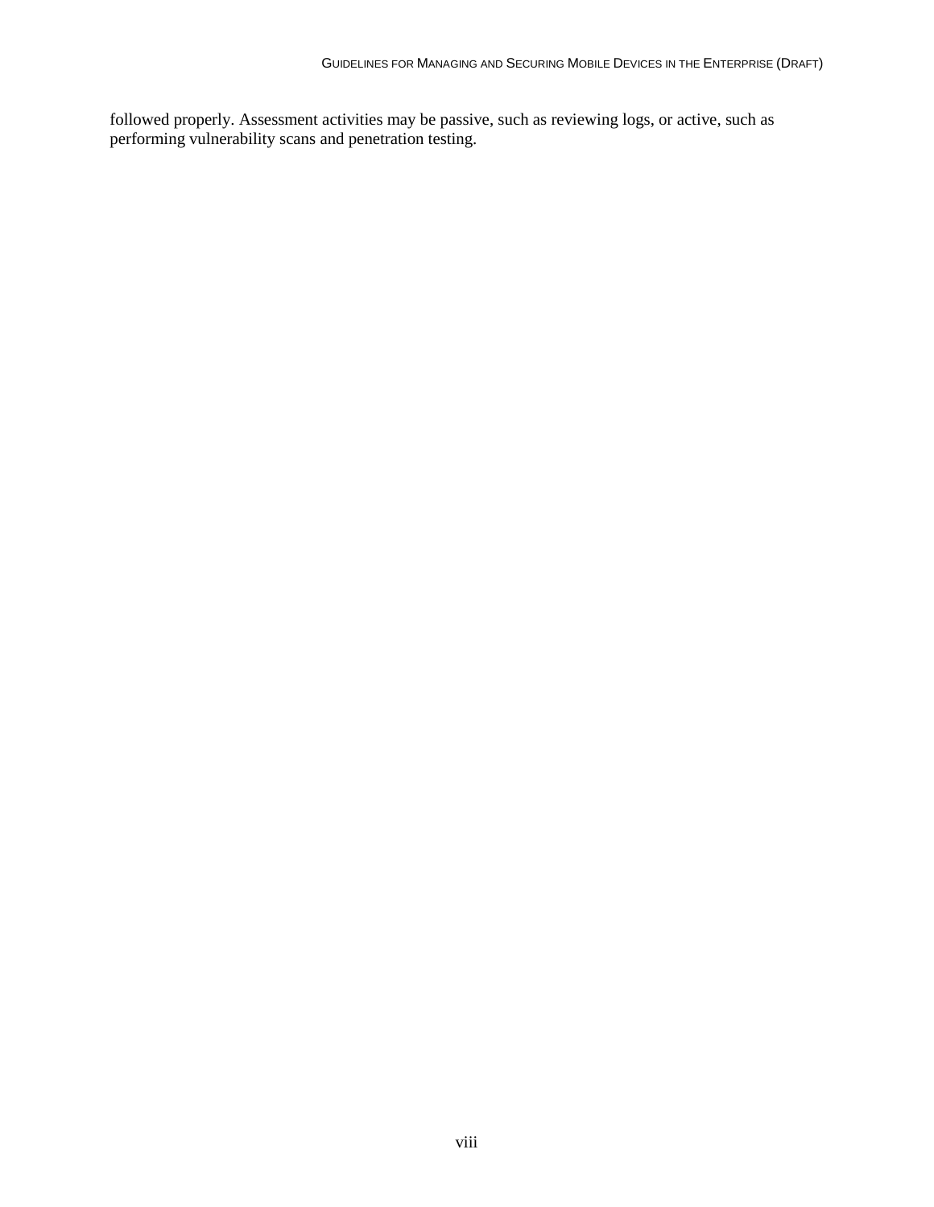followed properly. Assessment activities may be passive, such as reviewing logs, or active, such as performing vulnerability scans and penetration testing.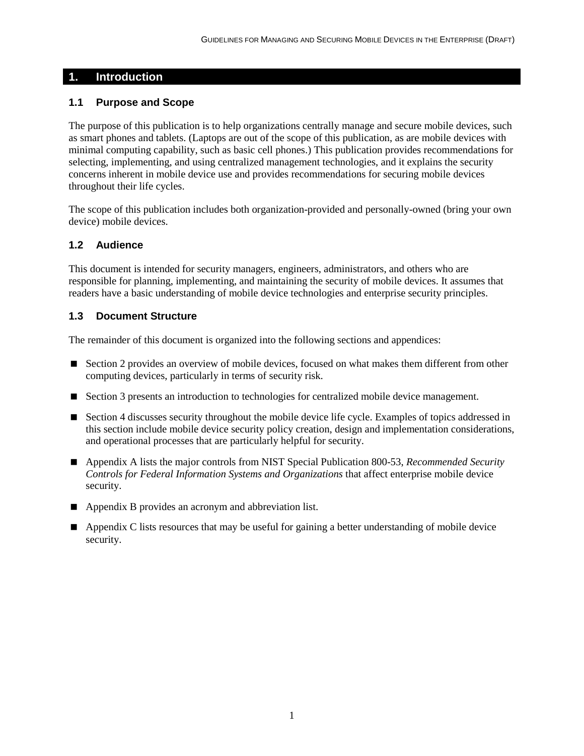# 1. Introduction

## 1.1 Purpose and Scope

The purpose of this publication is to help organizations centrally manage and secure mobile devices, such as smart phones and tablets. (Laptops are out of the scope of this publication, as are mobile devices with minimal computing capability, such as basic cell phones.) This publication provides recommendations for selecting, implementing, and using centralized management technologies, and it explains the security concerns inherent in mobile device use and provides recommendations for securing mobile devices throughout their life cycles.

The scope of this publication includes both organization-provided and personally-owned (bring your own device) mobile devices.

## 1.2 Audience

This document is intended for security managers, engineers, administrators, and others who are responsible for planning, implementing, and maintaining the security of mobile devices. It assumes that readers have a basic understanding of mobile device technologies and enterprise security principles.

## 1.3 Document Structure

The remainder of this document is organized into the following sections and appendices:

- Section 2 provides an overview of mobile devices, focused on what makes them different from other computing devices, particularly in terms of security risk.
- Section 3 presents an introduction to technologies for centralized mobile device management.
- Section 4 discusses security throughout the mobile device life cycle. Examples of topics addressed in this section include mobile device security policy creation, design and implementation considerations, and operational processes that are particularly helpful for security.
- Appendix A lists the major controls from NIST Special Publication 800-53, *Recommended Security Controls for Federal Information Systems and Organizations* that affect enterprise mobile device security.
- Appendix B provides an acronym and abbreviation list.
- Appendix C lists resources that may be useful for gaining a better understanding of mobile device security.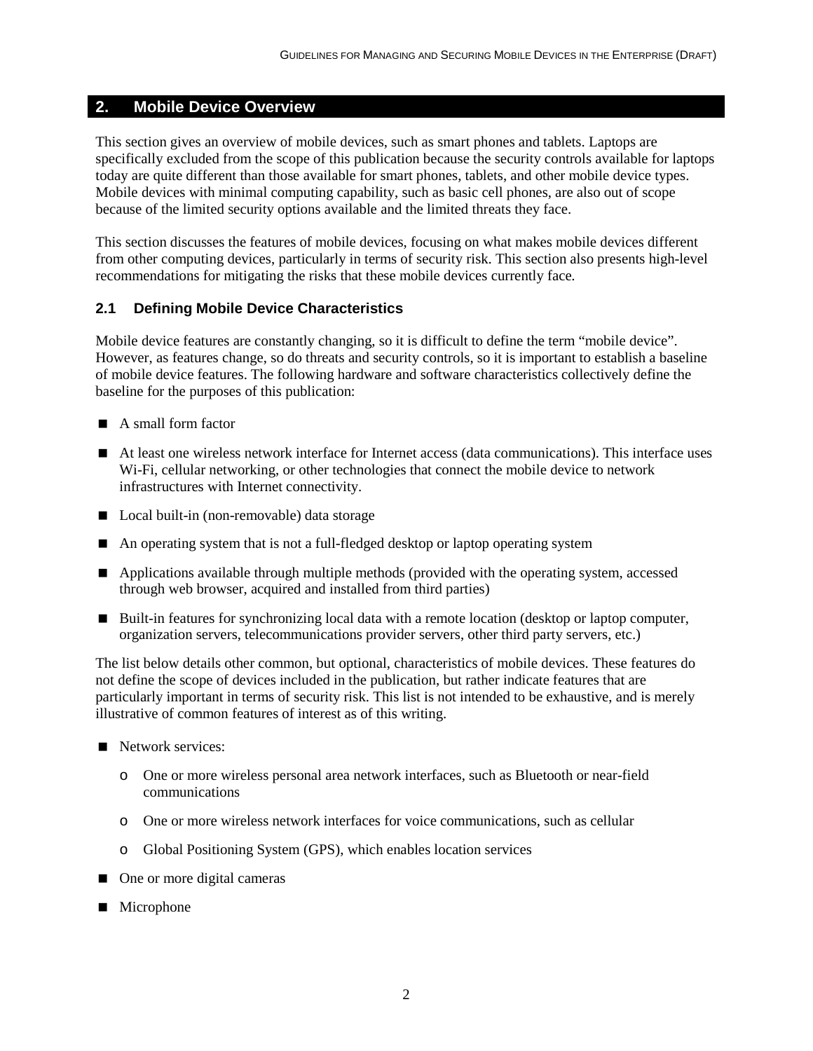## 2. Mobile Device Overview

This section gives an overview of mobile devices, such as smart phones and tablets. Laptops are specifically excluded from the scope of this publication because the security controls available for laptops today are quite different than those available for smart phones, tablets, and other mobile device types. Mobile devices with minimal computing capability, such as basic cell phones, are also out of scope because of the limited security options available and the limited threats they face.

This section discusses the features of mobile devices, focusing on what makes mobile devices different from other computing devices, particularly in terms of security risk. This section also presents high-level recommendations for mitigating the risks that these mobile devices currently face.

### 2.1 Defining Mobile Device Characteristics

Mobile device features are constantly changing, so it is difficult to define the term "mobile device". However, as features change, so do threats and security controls, so it is important to establish a baseline of mobile device features. The following hardware and software characteristics collectively define the baseline for the purposes of this publication:

- A small form factor
- At least one wireless network interface for Internet access (data communications). This interface uses Wi-Fi, cellular networking, or other technologies that connect the mobile device to network infrastructures with Internet connectivity.
- Local built-in (non-removable) data storage
- An operating system that is not a full-fledged desktop or laptop operating system
- Applications available through multiple methods (provided with the operating system, accessed through web browser, acquired and installed from third parties)
- Built-in features for synchronizing local data with a remote location (desktop or laptop computer, organization servers, telecommunications provider servers, other third party servers, etc.)

The list below details other common, but optional, characteristics of mobile devices. These features do not define the scope of devices included in the publication, but rather indicate features that are particularly important in terms of security risk. This list is not intended to be exhaustive, and is merely illustrative of common features of interest as of this writing.

- Network services:
  - One or more wireless personal area network interfaces, such as Bluetooth or near-field communications
  - One or more wireless network interfaces for voice communications, such as cellular
  - Global Positioning System (GPS), which enables location services
- One or more digital cameras
- Microphone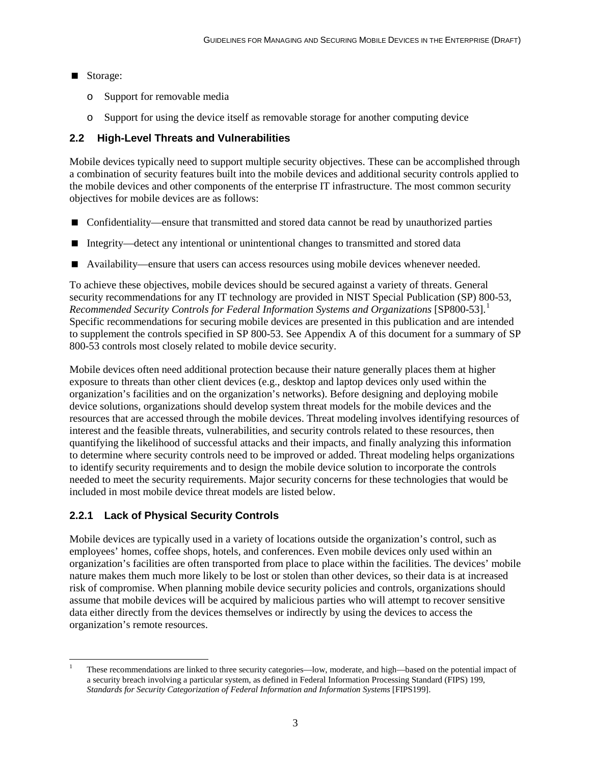- Storage:
  - Support for removable media
  - Support for using the device itself as removable storage for another computing device

## 2.2 High-Level Threats and Vulnerabilities

Mobile devices typically need to support multiple security objectives. These can be accomplished through a combination of security features built into the mobile devices and additional security controls applied to the mobile devices and other components of the enterprise IT infrastructure. The most common security objectives for mobile devices are as follows:

- Confidentiality—ensure that transmitted and stored data cannot be read by unauthorized parties
- Integrity—detect any intentional or unintentional changes to transmitted and stored data
- Availability—ensure that users can access resources using mobile devices whenever needed.

To achieve these objectives, mobile devices should be secured against a variety of threats. General security recommendations for any IT technology are provided in NIST Special Publication (SP) 800-53, *Recommended Security Controls for Federal Information Systems and Organizations* [SP800-53].[1] Specific recommendations for securing mobile devices are presented in this publication and are intended to supplement the controls specified in SP 800-53. See Appendix A of this document for a summary of SP 800-53 controls most closely related to mobile device security.

Mobile devices often need additional protection because their nature generally places them at higher exposure to threats than other client devices (e.g., desktop and laptop devices only used within the organization's facilities and on the organization's networks). Before designing and deploying mobile device solutions, organizations should develop system threat models for the mobile devices and the resources that are accessed through the mobile devices. Threat modeling involves identifying resources of interest and the feasible threats, vulnerabilities, and security controls related to these resources, then quantifying the likelihood of successful attacks and their impacts, and finally analyzing this information to determine where security controls need to be improved or added. Threat modeling helps organizations to identify security requirements and to design the mobile device solution to incorporate the controls needed to meet the security requirements. Major security concerns for these technologies that would be included in most mobile device threat models are listed below.

### 2.2.1 Lack of Physical Security Controls

Mobile devices are typically used in a variety of locations outside the organization's control, such as employees' homes, coffee shops, hotels, and conferences. Even mobile devices only used within an organization's facilities are often transported from place to place within the facilities. The devices' mobile nature makes them much more likely to be lost or stolen than other devices, so their data is at increased risk of compromise. When planning mobile device security policies and controls, organizations should assume that mobile devices will be acquired by malicious parties who will attempt to recover sensitive data either directly from the devices themselves or indirectly by using the devices to access the organization's remote resources.

---

[1] These recommendations are linked to three security categories—low, moderate, and high—based on the potential impact of a security breach involving a particular system, as defined in Federal Information Processing Standard (FIPS) 199, *Standards for Security Categorization of Federal Information and Information Systems* [FIPS199].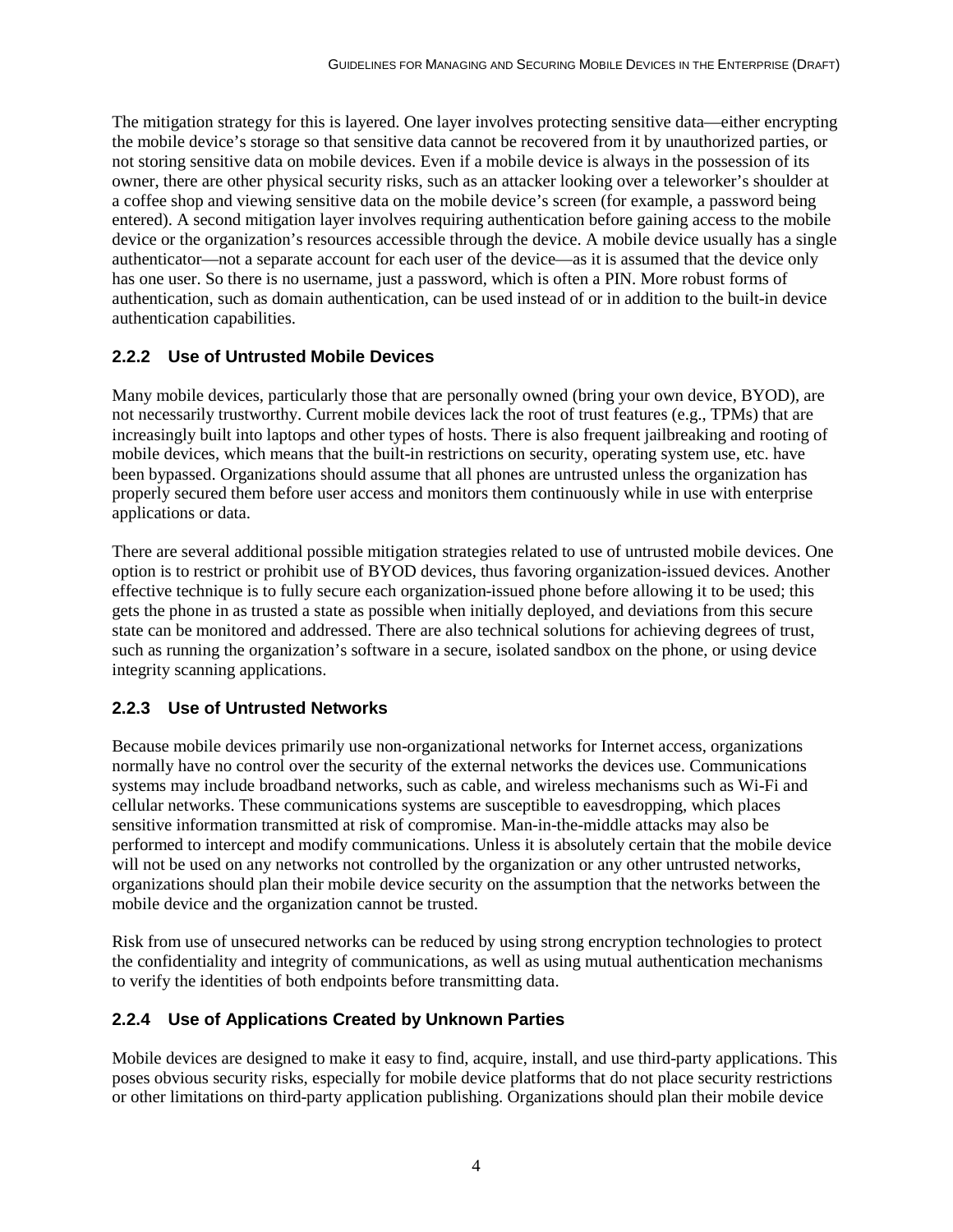The mitigation strategy for this is layered. One layer involves protecting sensitive data—either encrypting the mobile device's storage so that sensitive data cannot be recovered from it by unauthorized parties, or not storing sensitive data on mobile devices. Even if a mobile device is always in the possession of its owner, there are other physical security risks, such as an attacker looking over a teleworker's shoulder at a coffee shop and viewing sensitive data on the mobile device's screen (for example, a password being entered). A second mitigation layer involves requiring authentication before gaining access to the mobile device or the organization's resources accessible through the device. A mobile device usually has a single authenticator—not a separate account for each user of the device—as it is assumed that the device only has one user. So there is no username, just a password, which is often a PIN. More robust forms of authentication, such as domain authentication, can be used instead of or in addition to the built-in device authentication capabilities.

### 2.2.2 Use of Untrusted Mobile Devices

Many mobile devices, particularly those that are personally owned (bring your own device, BYOD), are not necessarily trustworthy. Current mobile devices lack the root of trust features (e.g., TPMs) that are increasingly built into laptops and other types of hosts. There is also frequent jailbreaking and rooting of mobile devices, which means that the built-in restrictions on security, operating system use, etc. have been bypassed. Organizations should assume that all phones are untrusted unless the organization has properly secured them before user access and monitors them continuously while in use with enterprise applications or data.

There are several additional possible mitigation strategies related to use of untrusted mobile devices. One option is to restrict or prohibit use of BYOD devices, thus favoring organization-issued devices. Another effective technique is to fully secure each organization-issued phone before allowing it to be used; this gets the phone in as trusted a state as possible when initially deployed, and deviations from this secure state can be monitored and addressed. There are also technical solutions for achieving degrees of trust, such as running the organization's software in a secure, isolated sandbox on the phone, or using device integrity scanning applications.

### 2.2.3 Use of Untrusted Networks

Because mobile devices primarily use non-organizational networks for Internet access, organizations normally have no control over the security of the external networks the devices use. Communications systems may include broadband networks, such as cable, and wireless mechanisms such as Wi-Fi and cellular networks. These communications systems are susceptible to eavesdropping, which places sensitive information transmitted at risk of compromise. Man-in-the-middle attacks may also be performed to intercept and modify communications. Unless it is absolutely certain that the mobile device will not be used on any networks not controlled by the organization or any other untrusted networks, organizations should plan their mobile device security on the assumption that the networks between the mobile device and the organization cannot be trusted.

Risk from use of unsecured networks can be reduced by using strong encryption technologies to protect the confidentiality and integrity of communications, as well as using mutual authentication mechanisms to verify the identities of both endpoints before transmitting data.

### 2.2.4 Use of Applications Created by Unknown Parties

Mobile devices are designed to make it easy to find, acquire, install, and use third-party applications. This poses obvious security risks, especially for mobile device platforms that do not place security restrictions or other limitations on third-party application publishing. Organizations should plan their mobile device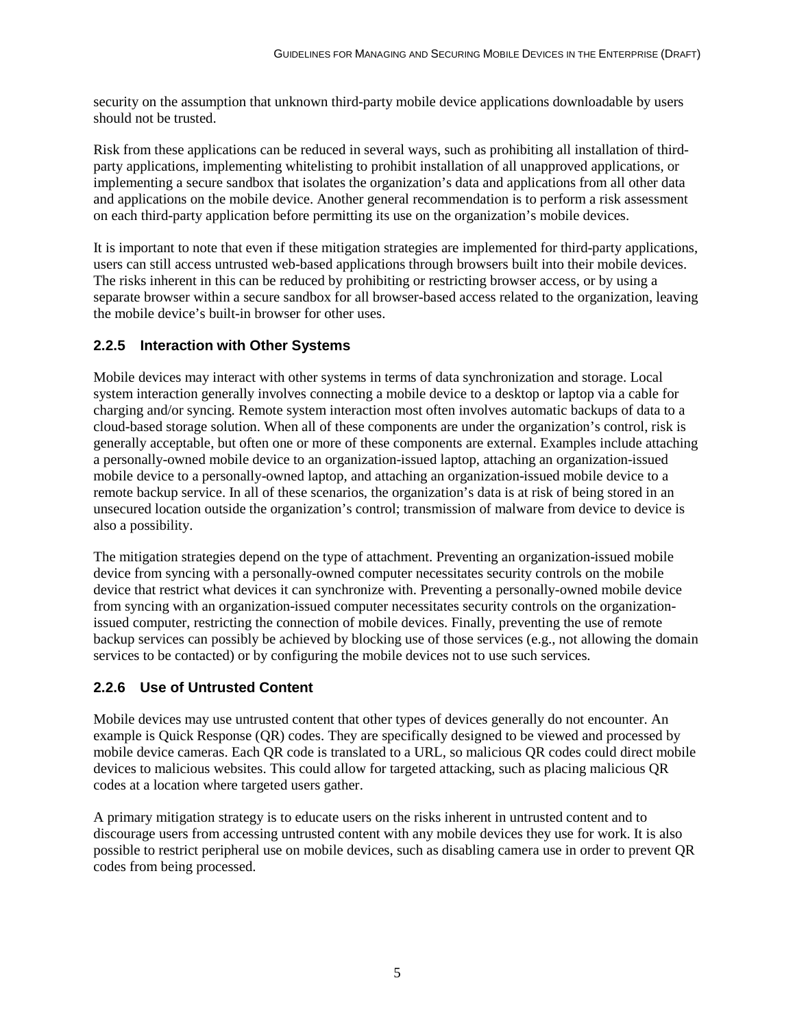security on the assumption that unknown third-party mobile device applications downloadable by users should not be trusted.

Risk from these applications can be reduced in several ways, such as prohibiting all installation of third-party applications, implementing whitelisting to prohibit installation of all unapproved applications, or implementing a secure sandbox that isolates the organization's data and applications from all other data and applications on the mobile device. Another general recommendation is to perform a risk assessment on each third-party application before permitting its use on the organization's mobile devices.

It is important to note that even if these mitigation strategies are implemented for third-party applications, users can still access untrusted web-based applications through browsers built into their mobile devices. The risks inherent in this can be reduced by prohibiting or restricting browser access, or by using a separate browser within a secure sandbox for all browser-based access related to the organization, leaving the mobile device's built-in browser for other uses.

### 2.2.5 Interaction with Other Systems

Mobile devices may interact with other systems in terms of data synchronization and storage. Local system interaction generally involves connecting a mobile device to a desktop or laptop via a cable for charging and/or syncing. Remote system interaction most often involves automatic backups of data to a cloud-based storage solution. When all of these components are under the organization's control, risk is generally acceptable, but often one or more of these components are external. Examples include attaching a personally-owned mobile device to an organization-issued laptop, attaching an organization-issued mobile device to a personally-owned laptop, and attaching an organization-issued mobile device to a remote backup service. In all of these scenarios, the organization's data is at risk of being stored in an unsecured location outside the organization's control; transmission of malware from device to device is also a possibility.

The mitigation strategies depend on the type of attachment. Preventing an organization-issued mobile device from syncing with a personally-owned computer necessitates security controls on the mobile device that restrict what devices it can synchronize with. Preventing a personally-owned mobile device from syncing with an organization-issued computer necessitates security controls on the organization-issued computer, restricting the connection of mobile devices. Finally, preventing the use of remote backup services can possibly be achieved by blocking use of those services (e.g., not allowing the domain services to be contacted) or by configuring the mobile devices not to use such services.

### 2.2.6 Use of Untrusted Content

Mobile devices may use untrusted content that other types of devices generally do not encounter. An example is Quick Response (QR) codes. They are specifically designed to be viewed and processed by mobile device cameras. Each QR code is translated to a URL, so malicious QR codes could direct mobile devices to malicious websites. This could allow for targeted attacking, such as placing malicious QR codes at a location where targeted users gather.

A primary mitigation strategy is to educate users on the risks inherent in untrusted content and to discourage users from accessing untrusted content with any mobile devices they use for work. It is also possible to restrict peripheral use on mobile devices, such as disabling camera use in order to prevent QR codes from being processed.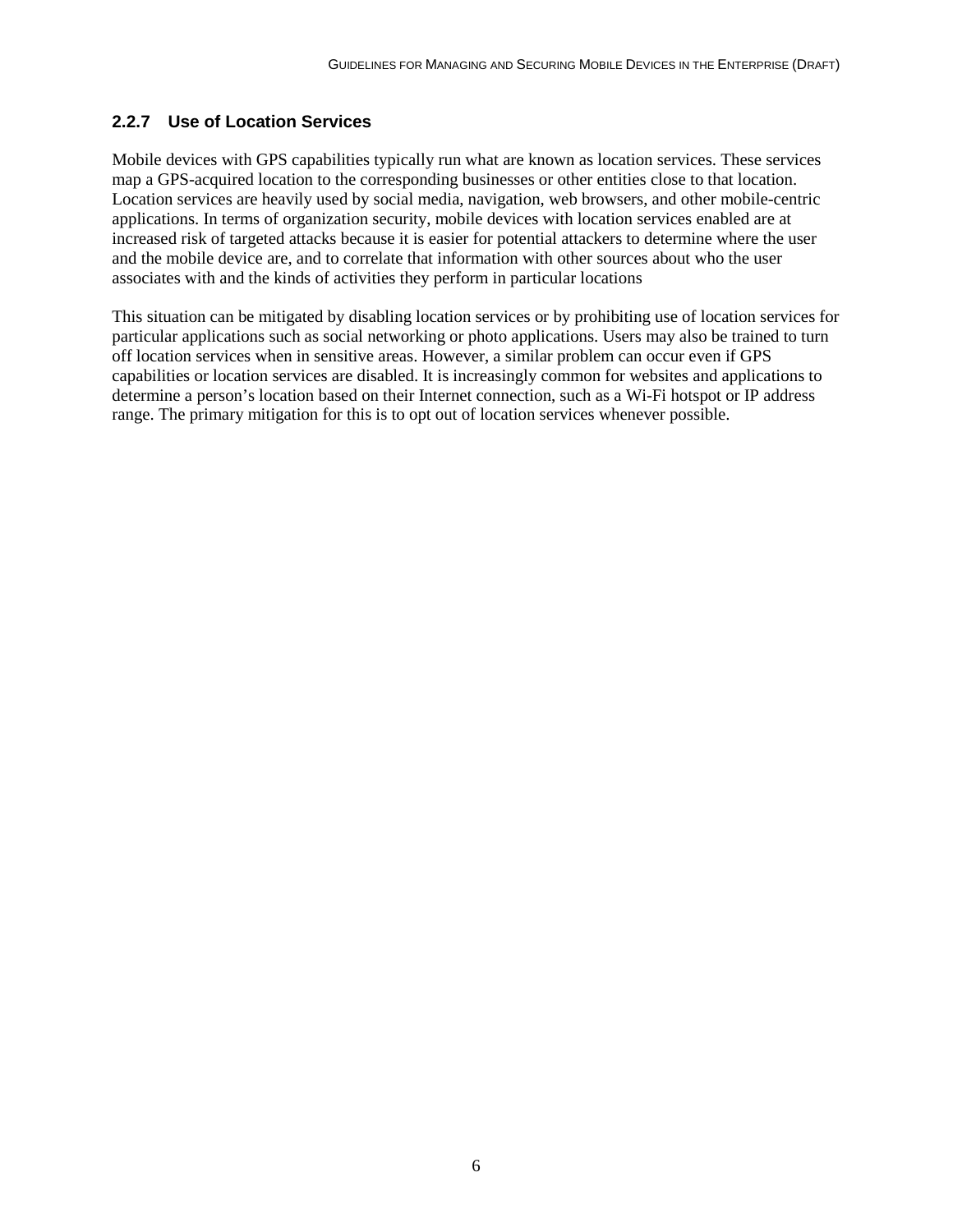### 2.2.7 Use of Location Services

Mobile devices with GPS capabilities typically run what are known as location services. These services map a GPS-acquired location to the corresponding businesses or other entities close to that location. Location services are heavily used by social media, navigation, web browsers, and other mobile-centric applications. In terms of organization security, mobile devices with location services enabled are at increased risk of targeted attacks because it is easier for potential attackers to determine where the user and the mobile device are, and to correlate that information with other sources about who the user associates with and the kinds of activities they perform in particular locations

This situation can be mitigated by disabling location services or by prohibiting use of location services for particular applications such as social networking or photo applications. Users may also be trained to turn off location services when in sensitive areas. However, a similar problem can occur even if GPS capabilities or location services are disabled. It is increasingly common for websites and applications to determine a person's location based on their Internet connection, such as a Wi-Fi hotspot or IP address range. The primary mitigation for this is to opt out of location services whenever possible.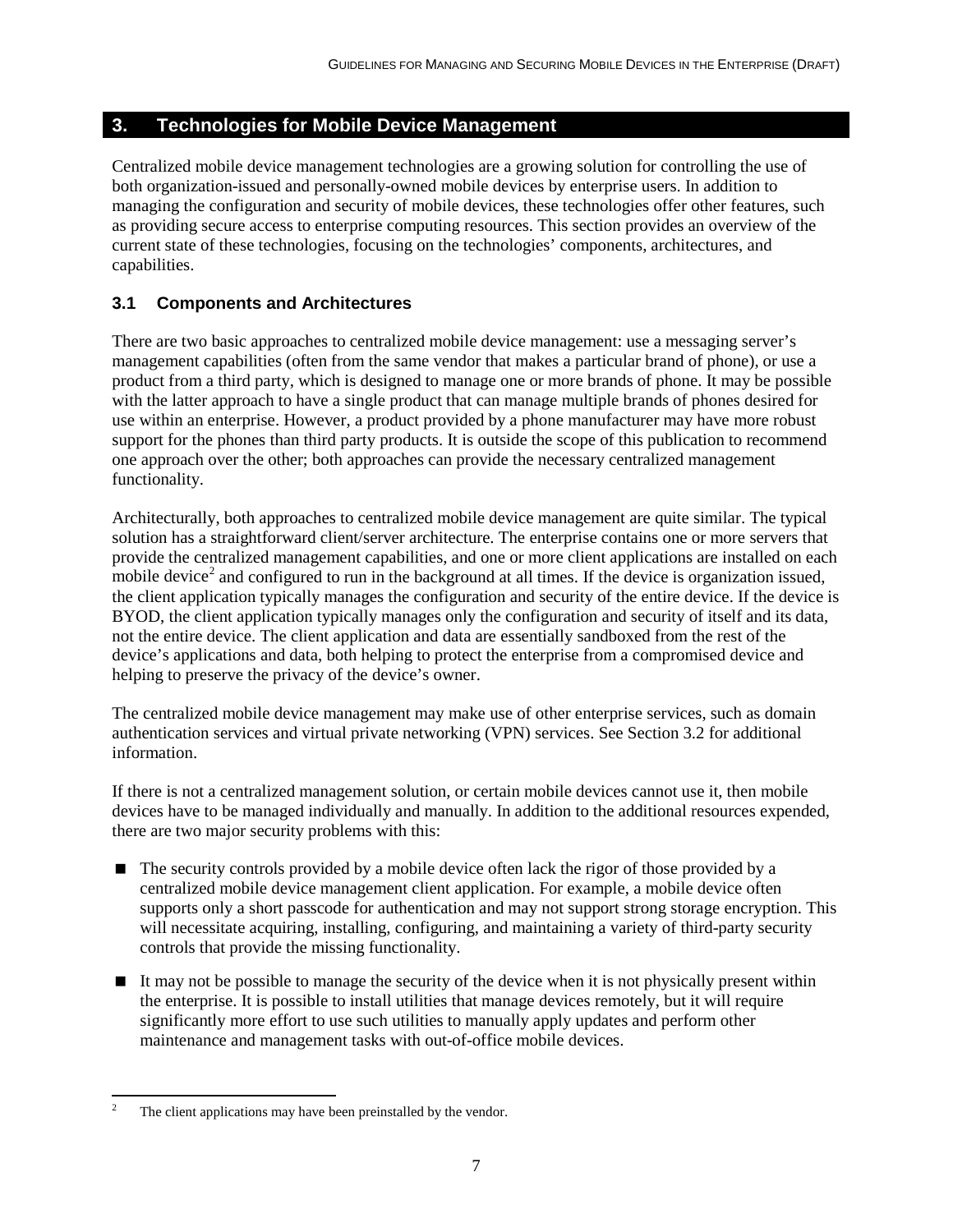# 3. Technologies for Mobile Device Management

Centralized mobile device management technologies are a growing solution for controlling the use of both organization-issued and personally-owned mobile devices by enterprise users. In addition to managing the configuration and security of mobile devices, these technologies offer other features, such as providing secure access to enterprise computing resources. This section provides an overview of the current state of these technologies, focusing on the technologies' components, architectures, and capabilities.

## 3.1 Components and Architectures

There are two basic approaches to centralized mobile device management: use a messaging server's management capabilities (often from the same vendor that makes a particular brand of phone), or use a product from a third party, which is designed to manage one or more brands of phone. It may be possible with the latter approach to have a single product that can manage multiple brands of phones desired for use within an enterprise. However, a product provided by a phone manufacturer may have more robust support for the phones than third party products. It is outside the scope of this publication to recommend one approach over the other; both approaches can provide the necessary centralized management functionality.

Architecturally, both approaches to centralized mobile device management are quite similar. The typical solution has a straightforward client/server architecture. The enterprise contains one or more servers that provide the centralized management capabilities, and one or more client applications are installed on each mobile device[2] and configured to run in the background at all times. If the device is organization issued, the client application typically manages the configuration and security of the entire device. If the device is BYOD, the client application typically manages only the configuration and security of itself and its data, not the entire device. The client application and data are essentially sandboxed from the rest of the device's applications and data, both helping to protect the enterprise from a compromised device and helping to preserve the privacy of the device's owner.

The centralized mobile device management may make use of other enterprise services, such as domain authentication services and virtual private networking (VPN) services. See Section 3.2 for additional information.

If there is not a centralized management solution, or certain mobile devices cannot use it, then mobile devices have to be managed individually and manually. In addition to the additional resources expended, there are two major security problems with this:

- The security controls provided by a mobile device often lack the rigor of those provided by a centralized mobile device management client application. For example, a mobile device often supports only a short passcode for authentication and may not support strong storage encryption. This will necessitate acquiring, installing, configuring, and maintaining a variety of third-party security controls that provide the missing functionality.
- It may not be possible to manage the security of the device when it is not physically present within the enterprise. It is possible to install utilities that manage devices remotely, but it will require significantly more effort to use such utilities to manually apply updates and perform other maintenance and management tasks with out-of-office mobile devices.

[2] The client applications may have been preinstalled by the vendor.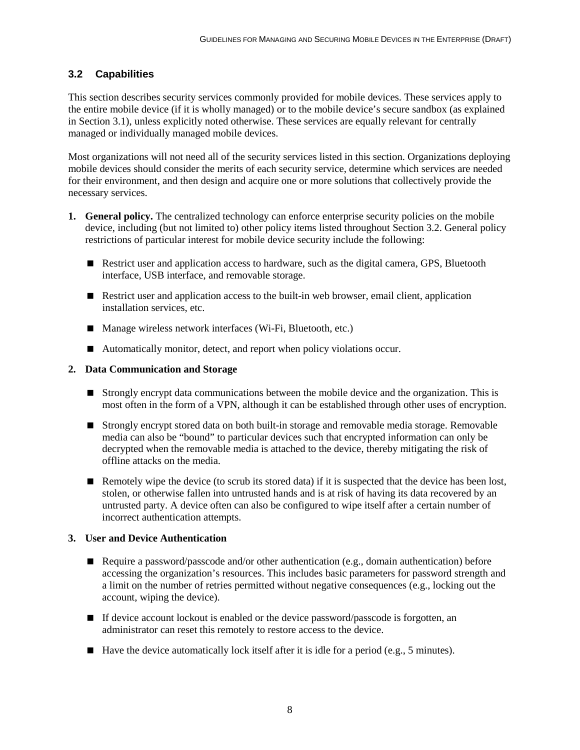## 3.2 Capabilities

This section describes security services commonly provided for mobile devices. These services apply to the entire mobile device (if it is wholly managed) or to the mobile device's secure sandbox (as explained in Section 3.1), unless explicitly noted otherwise. These services are equally relevant for centrally managed or individually managed mobile devices.

Most organizations will not need all of the security services listed in this section. Organizations deploying mobile devices should consider the merits of each security service, determine which services are needed for their environment, and then design and acquire one or more solutions that collectively provide the necessary services.

1. **General policy.** The centralized technology can enforce enterprise security policies on the mobile device, including (but not limited to) other policy items listed throughout Section 3.2. General policy restrictions of particular interest for mobile device security include the following:

   - Restrict user and application access to hardware, such as the digital camera, GPS, Bluetooth interface, USB interface, and removable storage.
   - Restrict user and application access to the built-in web browser, email client, application installation services, etc.
   - Manage wireless network interfaces (Wi-Fi, Bluetooth, etc.)
   - Automatically monitor, detect, and report when policy violations occur.

2. **Data Communication and Storage**

   - Strongly encrypt data communications between the mobile device and the organization. This is most often in the form of a VPN, although it can be established through other uses of encryption.
   - Strongly encrypt stored data on both built-in storage and removable media storage. Removable media can also be "bound" to particular devices such that encrypted information can only be decrypted when the removable media is attached to the device, thereby mitigating the risk of offline attacks on the media.
   - Remotely wipe the device (to scrub its stored data) if it is suspected that the device has been lost, stolen, or otherwise fallen into untrusted hands and is at risk of having its data recovered by an untrusted party. A device often can also be configured to wipe itself after a certain number of incorrect authentication attempts.

3. **User and Device Authentication**

   - Require a password/passcode and/or other authentication (e.g., domain authentication) before accessing the organization's resources. This includes basic parameters for password strength and a limit on the number of retries permitted without negative consequences (e.g., locking out the account, wiping the device).
   - If device account lockout is enabled or the device password/passcode is forgotten, an administrator can reset this remotely to restore access to the device.
   - Have the device automatically lock itself after it is idle for a period (e.g., 5 minutes).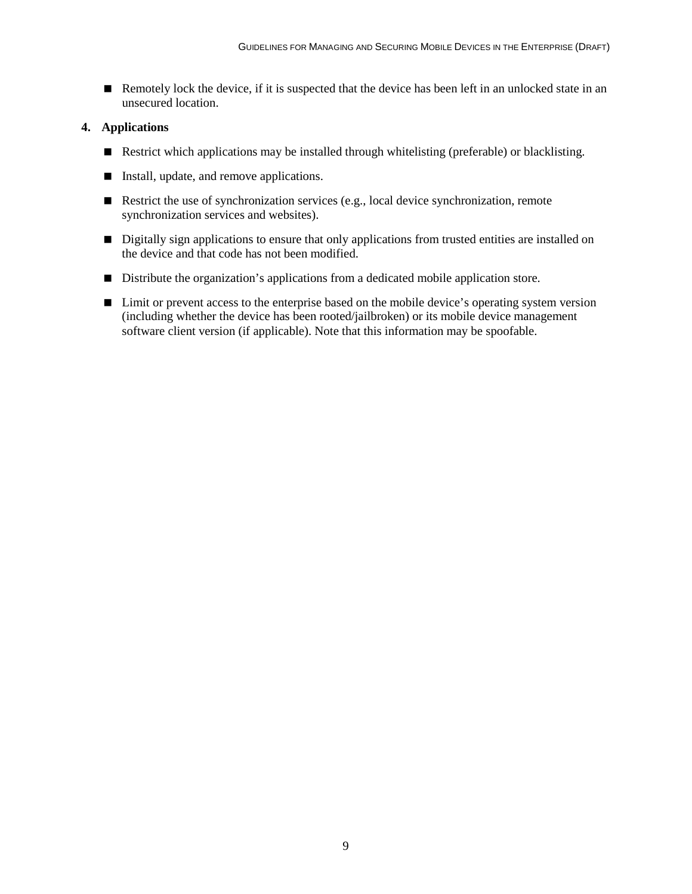- Remotely lock the device, if it is suspected that the device has been left in an unlocked state in an unsecured location.

**4. Applications**

- Restrict which applications may be installed through whitelisting (preferable) or blacklisting.
- Install, update, and remove applications.
- Restrict the use of synchronization services (e.g., local device synchronization, remote synchronization services and websites).
- Digitally sign applications to ensure that only applications from trusted entities are installed on the device and that code has not been modified.
- Distribute the organization’s applications from a dedicated mobile application store.
- Limit or prevent access to the enterprise based on the mobile device’s operating system version (including whether the device has been rooted/jailbroken) or its mobile device management software client version (if applicable). Note that this information may be spoofable.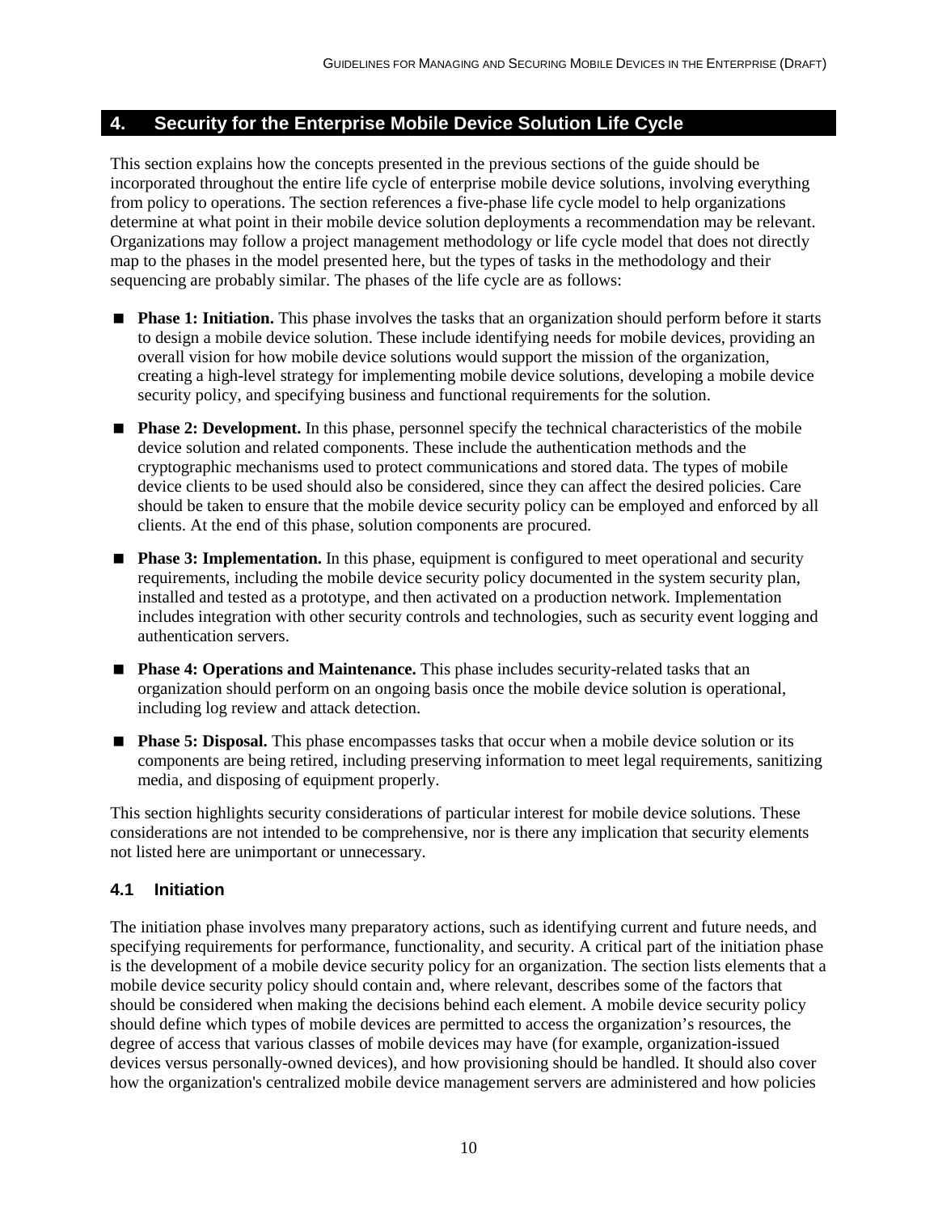# 4. Security for the Enterprise Mobile Device Solution Life Cycle

This section explains how the concepts presented in the previous sections of the guide should be incorporated throughout the entire life cycle of enterprise mobile device solutions, involving everything from policy to operations. The section references a five-phase life cycle model to help organizations determine at what point in their mobile device solution deployments a recommendation may be relevant. Organizations may follow a project management methodology or life cycle model that does not directly map to the phases in the model presented here, but the types of tasks in the methodology and their sequencing are probably similar. The phases of the life cycle are as follows:

- **Phase 1: Initiation.** This phase involves the tasks that an organization should perform before it starts to design a mobile device solution. These include identifying needs for mobile devices, providing an overall vision for how mobile device solutions would support the mission of the organization, creating a high-level strategy for implementing mobile device solutions, developing a mobile device security policy, and specifying business and functional requirements for the solution.
- **Phase 2: Development.** In this phase, personnel specify the technical characteristics of the mobile device solution and related components. These include the authentication methods and the cryptographic mechanisms used to protect communications and stored data. The types of mobile device clients to be used should also be considered, since they can affect the desired policies. Care should be taken to ensure that the mobile device security policy can be employed and enforced by all clients. At the end of this phase, solution components are procured.
- **Phase 3: Implementation.** In this phase, equipment is configured to meet operational and security requirements, including the mobile device security policy documented in the system security plan, installed and tested as a prototype, and then activated on a production network. Implementation includes integration with other security controls and technologies, such as security event logging and authentication servers.
- **Phase 4: Operations and Maintenance.** This phase includes security-related tasks that an organization should perform on an ongoing basis once the mobile device solution is operational, including log review and attack detection.
- **Phase 5: Disposal.** This phase encompasses tasks that occur when a mobile device solution or its components are being retired, including preserving information to meet legal requirements, sanitizing media, and disposing of equipment properly.

This section highlights security considerations of particular interest for mobile device solutions. These considerations are not intended to be comprehensive, nor is there any implication that security elements not listed here are unimportant or unnecessary.

## 4.1 Initiation

The initiation phase involves many preparatory actions, such as identifying current and future needs, and specifying requirements for performance, functionality, and security. A critical part of the initiation phase is the development of a mobile device security policy for an organization. The section lists elements that a mobile device security policy should contain and, where relevant, describes some of the factors that should be considered when making the decisions behind each element. A mobile device security policy should define which types of mobile devices are permitted to access the organization's resources, the degree of access that various classes of mobile devices may have (for example, organization-issued devices versus personally-owned devices), and how provisioning should be handled. It should also cover how the organization's centralized mobile device management servers are administered and how policies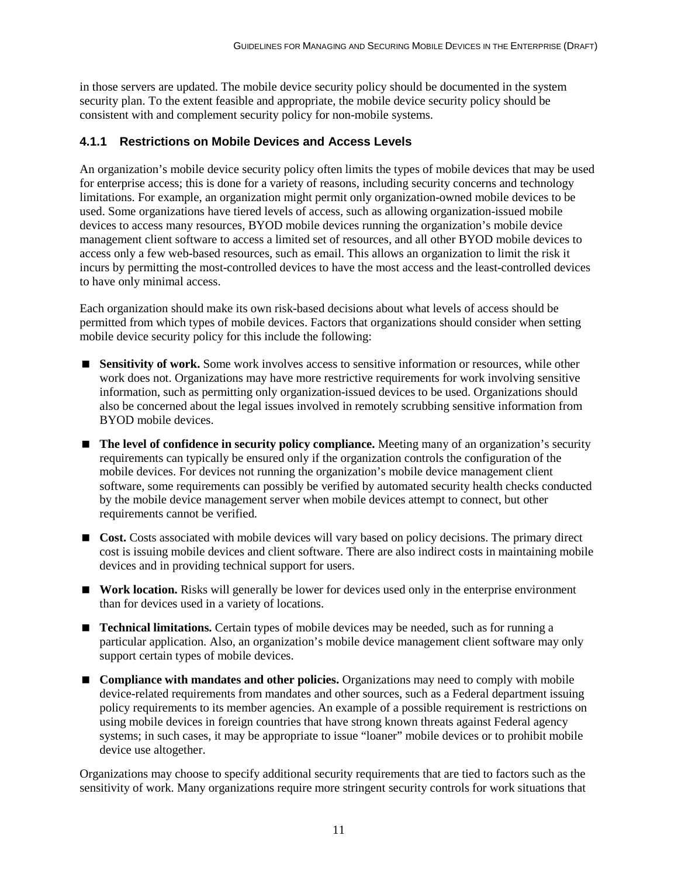in those servers are updated. The mobile device security policy should be documented in the system security plan. To the extent feasible and appropriate, the mobile device security policy should be consistent with and complement security policy for non-mobile systems.

### 4.1.1 Restrictions on Mobile Devices and Access Levels

An organization's mobile device security policy often limits the types of mobile devices that may be used for enterprise access; this is done for a variety of reasons, including security concerns and technology limitations. For example, an organization might permit only organization-owned mobile devices to be used. Some organizations have tiered levels of access, such as allowing organization-issued mobile devices to access many resources, BYOD mobile devices running the organization's mobile device management client software to access a limited set of resources, and all other BYOD mobile devices to access only a few web-based resources, such as email. This allows an organization to limit the risk it incurs by permitting the most-controlled devices to have the most access and the least-controlled devices to have only minimal access.

Each organization should make its own risk-based decisions about what levels of access should be permitted from which types of mobile devices. Factors that organizations should consider when setting mobile device security policy for this include the following:

- **Sensitivity of work.** Some work involves access to sensitive information or resources, while other work does not. Organizations may have more restrictive requirements for work involving sensitive information, such as permitting only organization-issued devices to be used. Organizations should also be concerned about the legal issues involved in remotely scrubbing sensitive information from BYOD mobile devices.
- **The level of confidence in security policy compliance.** Meeting many of an organization's security requirements can typically be ensured only if the organization controls the configuration of the mobile devices. For devices not running the organization's mobile device management client software, some requirements can possibly be verified by automated security health checks conducted by the mobile device management server when mobile devices attempt to connect, but other requirements cannot be verified.
- **Cost.** Costs associated with mobile devices will vary based on policy decisions. The primary direct cost is issuing mobile devices and client software. There are also indirect costs in maintaining mobile devices and in providing technical support for users.
- **Work location.** Risks will generally be lower for devices used only in the enterprise environment than for devices used in a variety of locations.
- **Technical limitations.** Certain types of mobile devices may be needed, such as for running a particular application. Also, an organization's mobile device management client software may only support certain types of mobile devices.
- **Compliance with mandates and other policies.** Organizations may need to comply with mobile device-related requirements from mandates and other sources, such as a Federal department issuing policy requirements to its member agencies. An example of a possible requirement is restrictions on using mobile devices in foreign countries that have strong known threats against Federal agency systems; in such cases, it may be appropriate to issue "loaner" mobile devices or to prohibit mobile device use altogether.

Organizations may choose to specify additional security requirements that are tied to factors such as the sensitivity of work. Many organizations require more stringent security controls for work situations that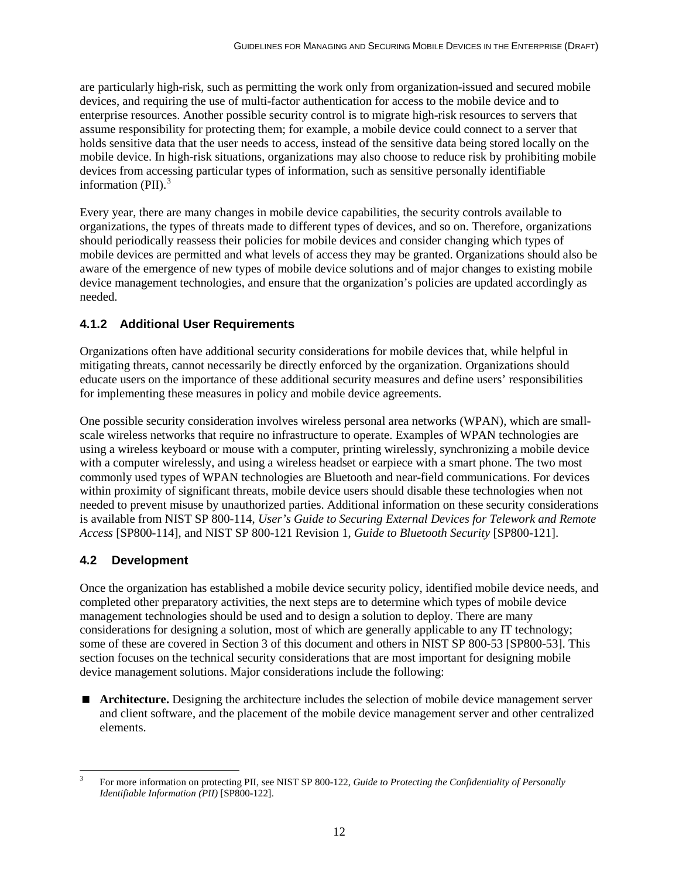are particularly high-risk, such as permitting the work only from organization-issued and secured mobile devices, and requiring the use of multi-factor authentication for access to the mobile device and to enterprise resources. Another possible security control is to migrate high-risk resources to servers that assume responsibility for protecting them; for example, a mobile device could connect to a server that holds sensitive data that the user needs to access, instead of the sensitive data being stored locally on the mobile device. In high-risk situations, organizations may also choose to reduce risk by prohibiting mobile devices from accessing particular types of information, such as sensitive personally identifiable information (PII).[3]

Every year, there are many changes in mobile device capabilities, the security controls available to organizations, the types of threats made to different types of devices, and so on. Therefore, organizations should periodically reassess their policies for mobile devices and consider changing which types of mobile devices are permitted and what levels of access they may be granted. Organizations should also be aware of the emergence of new types of mobile device solutions and of major changes to existing mobile device management technologies, and ensure that the organization's policies are updated accordingly as needed.

### 4.1.2 Additional User Requirements

Organizations often have additional security considerations for mobile devices that, while helpful in mitigating threats, cannot necessarily be directly enforced by the organization. Organizations should educate users on the importance of these additional security measures and define users' responsibilities for implementing these measures in policy and mobile device agreements.

One possible security consideration involves wireless personal area networks (WPAN), which are small-scale wireless networks that require no infrastructure to operate. Examples of WPAN technologies are using a wireless keyboard or mouse with a computer, printing wirelessly, synchronizing a mobile device with a computer wirelessly, and using a wireless headset or earpiece with a smart phone. The two most commonly used types of WPAN technologies are Bluetooth and near-field communications. For devices within proximity of significant threats, mobile device users should disable these technologies when not needed to prevent misuse by unauthorized parties. Additional information on these security considerations is available from NIST SP 800-114, *User's Guide to Securing External Devices for Telework and Remote Access* [SP800-114], and NIST SP 800-121 Revision 1, *Guide to Bluetooth Security* [SP800-121].

## 4.2 Development

Once the organization has established a mobile device security policy, identified mobile device needs, and completed other preparatory activities, the next steps are to determine which types of mobile device management technologies should be used and to design a solution to deploy. There are many considerations for designing a solution, most of which are generally applicable to any IT technology; some of these are covered in Section 3 of this document and others in NIST SP 800-53 [SP800-53]. This section focuses on the technical security considerations that are most important for designing mobile device management solutions. Major considerations include the following:

- **Architecture.** Designing the architecture includes the selection of mobile device management server and client software, and the placement of the mobile device management server and other centralized elements.

---

[3] For more information on protecting PII, see NIST SP 800-122, *Guide to Protecting the Confidentiality of Personally Identifiable Information (PII)* [SP800-122].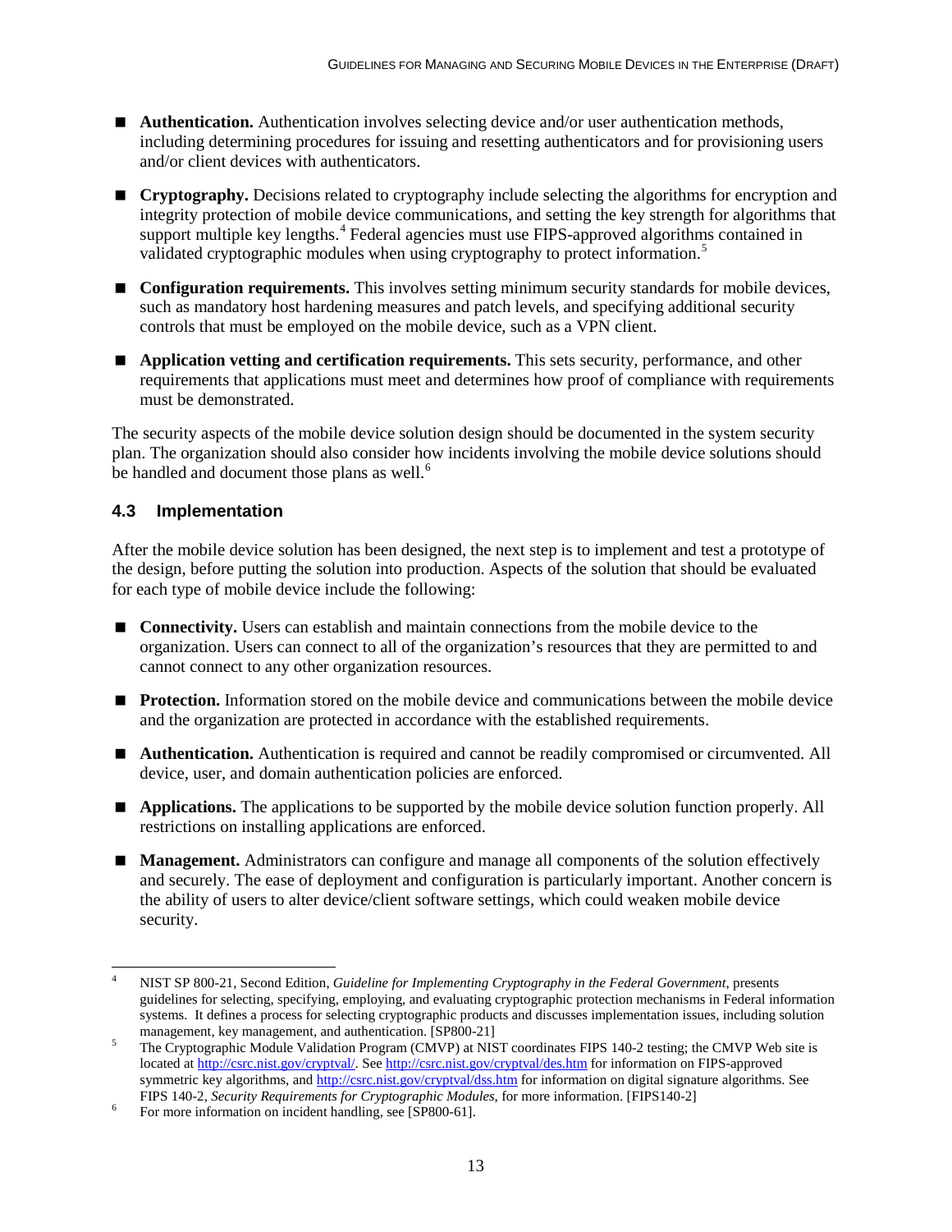- **Authentication.** Authentication involves selecting device and/or user authentication methods, including determining procedures for issuing and resetting authenticators and for provisioning users and/or client devices with authenticators.

- **Cryptography.** Decisions related to cryptography include selecting the algorithms for encryption and integrity protection of mobile device communications, and setting the key strength for algorithms that support multiple key lengths.[4] Federal agencies must use FIPS-approved algorithms contained in validated cryptographic modules when using cryptography to protect information.[5]

- **Configuration requirements.** This involves setting minimum security standards for mobile devices, such as mandatory host hardening measures and patch levels, and specifying additional security controls that must be employed on the mobile device, such as a VPN client.

- **Application vetting and certification requirements.** This sets security, performance, and other requirements that applications must meet and determines how proof of compliance with requirements must be demonstrated.

The security aspects of the mobile device solution design should be documented in the system security plan. The organization should also consider how incidents involving the mobile device solutions should be handled and document those plans as well.[6]

### 4.3 Implementation

After the mobile device solution has been designed, the next step is to implement and test a prototype of the design, before putting the solution into production. Aspects of the solution that should be evaluated for each type of mobile device include the following:

- **Connectivity.** Users can establish and maintain connections from the mobile device to the organization. Users can connect to all of the organization's resources that they are permitted to and cannot connect to any other organization resources.

- **Protection.** Information stored on the mobile device and communications between the mobile device and the organization are protected in accordance with the established requirements.

- **Authentication.** Authentication is required and cannot be readily compromised or circumvented. All device, user, and domain authentication policies are enforced.

- **Applications.** The applications to be supported by the mobile device solution function properly. All restrictions on installing applications are enforced.

- **Management.** Administrators can configure and manage all components of the solution effectively and securely. The ease of deployment and configuration is particularly important. Another concern is the ability of users to alter device/client software settings, which could weaken mobile device security.

---

[4] NIST SP 800-21, Second Edition, *Guideline for Implementing Cryptography in the Federal Government*, presents guidelines for selecting, specifying, employing, and evaluating cryptographic protection mechanisms in Federal information systems. It defines a process for selecting cryptographic products and discusses implementation issues, including solution management, key management, and authentication. [SP800-21]

[5] The Cryptographic Module Validation Program (CMVP) at NIST coordinates FIPS 140-2 testing; the CMVP Web site is located at http://csrc.nist.gov/cryptval/. See http://csrc.nist.gov/cryptval/des.htm for information on FIPS-approved symmetric key algorithms, and http://csrc.nist.gov/cryptval/dss.htm for information on digital signature algorithms. See FIPS 140-2, *Security Requirements for Cryptographic Modules*, for more information. [FIPS140-2]

[6] For more information on incident handling, see [SP800-61].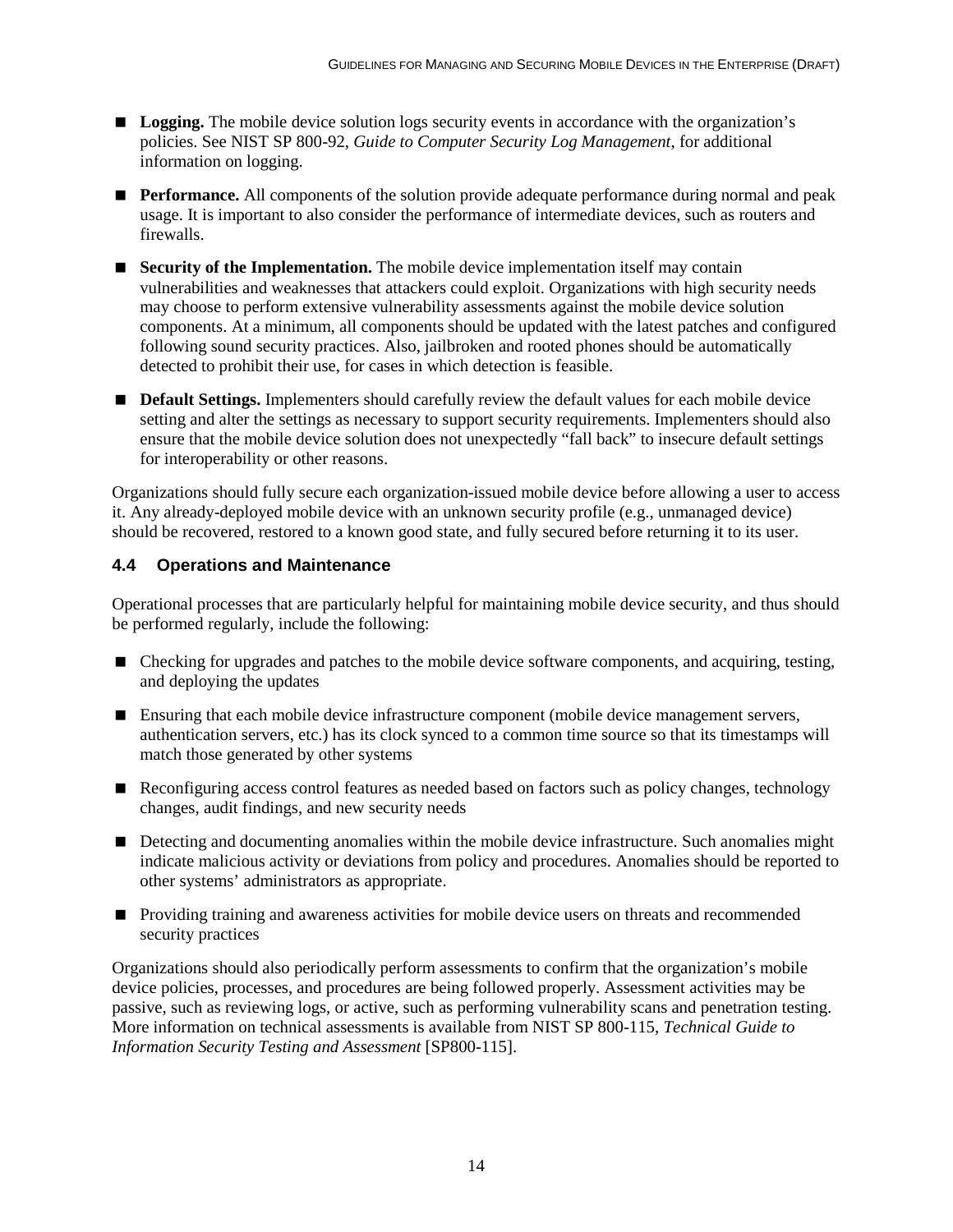- **Logging.** The mobile device solution logs security events in accordance with the organization's policies. See NIST SP 800-92, *Guide to Computer Security Log Management*, for additional information on logging.
- **Performance.** All components of the solution provide adequate performance during normal and peak usage. It is important to also consider the performance of intermediate devices, such as routers and firewalls.
- **Security of the Implementation.** The mobile device implementation itself may contain vulnerabilities and weaknesses that attackers could exploit. Organizations with high security needs may choose to perform extensive vulnerability assessments against the mobile device solution components. At a minimum, all components should be updated with the latest patches and configured following sound security practices. Also, jailbroken and rooted phones should be automatically detected to prohibit their use, for cases in which detection is feasible.
- **Default Settings.** Implementers should carefully review the default values for each mobile device setting and alter the settings as necessary to support security requirements. Implementers should also ensure that the mobile device solution does not unexpectedly "fall back" to insecure default settings for interoperability or other reasons.

Organizations should fully secure each organization-issued mobile device before allowing a user to access it. Any already-deployed mobile device with an unknown security profile (e.g., unmanaged device) should be recovered, restored to a known good state, and fully secured before returning it to its user.

### 4.4 Operations and Maintenance

Operational processes that are particularly helpful for maintaining mobile device security, and thus should be performed regularly, include the following:

- Checking for upgrades and patches to the mobile device software components, and acquiring, testing, and deploying the updates
- Ensuring that each mobile device infrastructure component (mobile device management servers, authentication servers, etc.) has its clock synced to a common time source so that its timestamps will match those generated by other systems
- Reconfiguring access control features as needed based on factors such as policy changes, technology changes, audit findings, and new security needs
- Detecting and documenting anomalies within the mobile device infrastructure. Such anomalies might indicate malicious activity or deviations from policy and procedures. Anomalies should be reported to other systems' administrators as appropriate.
- Providing training and awareness activities for mobile device users on threats and recommended security practices

Organizations should also periodically perform assessments to confirm that the organization's mobile device policies, processes, and procedures are being followed properly. Assessment activities may be passive, such as reviewing logs, or active, such as performing vulnerability scans and penetration testing. More information on technical assessments is available from NIST SP 800-115, *Technical Guide to Information Security Testing and Assessment* [SP800-115].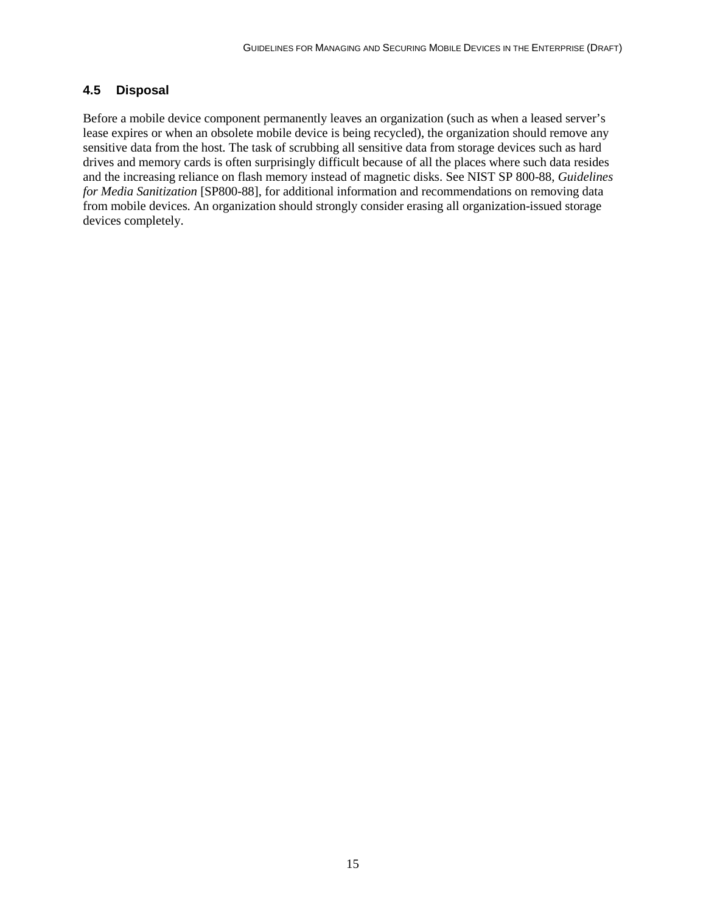## 4.5 Disposal

Before a mobile device component permanently leaves an organization (such as when a leased server's lease expires or when an obsolete mobile device is being recycled), the organization should remove any sensitive data from the host. The task of scrubbing all sensitive data from storage devices such as hard drives and memory cards is often surprisingly difficult because of all the places where such data resides and the increasing reliance on flash memory instead of magnetic disks. See NIST SP 800-88, *Guidelines for Media Sanitization* [SP800-88], for additional information and recommendations on removing data from mobile devices. An organization should strongly consider erasing all organization-issued storage devices completely.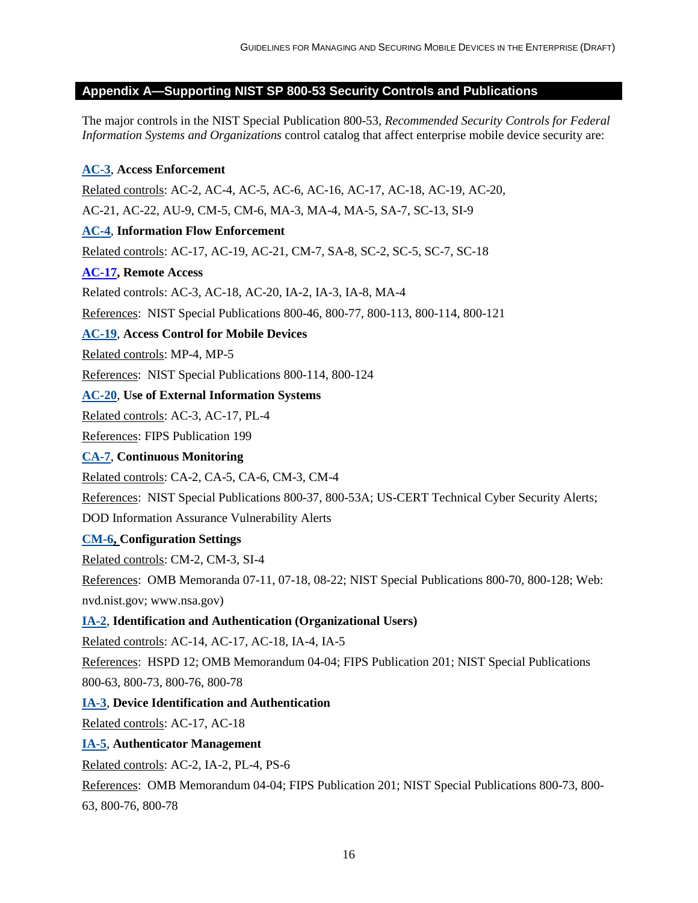## Appendix A—Supporting NIST SP 800-53 Security Controls and Publications

The major controls in the NIST Special Publication 800-53, *Recommended Security Controls for Federal Information Systems and Organizations* control catalog that affect enterprise mobile device security are:

**AC-3, Access Enforcement**

Related controls: AC-2, AC-4, AC-5, AC-6, AC-16, AC-17, AC-18, AC-19, AC-20, AC-21, AC-22, AU-9, CM-5, CM-6, MA-3, MA-4, MA-5, SA-7, SC-13, SI-9

**AC-4, Information Flow Enforcement**

Related controls: AC-17, AC-19, AC-21, CM-7, SA-8, SC-2, SC-5, SC-7, SC-18

**AC-17, Remote Access**

Related controls: AC-3, AC-18, AC-20, IA-2, IA-3, IA-8, MA-4

References: NIST Special Publications 800-46, 800-77, 800-113, 800-114, 800-121

**AC-19, Access Control for Mobile Devices**

Related controls: MP-4, MP-5

References: NIST Special Publications 800-114, 800-124

**AC-20, Use of External Information Systems**

Related controls: AC-3, AC-17, PL-4

References: FIPS Publication 199

**CA-7, Continuous Monitoring**

Related controls: CA-2, CA-5, CA-6, CM-3, CM-4

References: NIST Special Publications 800-37, 800-53A; US-CERT Technical Cyber Security Alerts; DOD Information Assurance Vulnerability Alerts

**CM-6, Configuration Settings**

Related controls: CM-2, CM-3, SI-4

References: OMB Memoranda 07-11, 07-18, 08-22; NIST Special Publications 800-70, 800-128; Web: nvd.nist.gov; www.nsa.gov)

**IA-2, Identification and Authentication (Organizational Users)**

Related controls: AC-14, AC-17, AC-18, IA-4, IA-5

References: HSPD 12; OMB Memorandum 04-04; FIPS Publication 201; NIST Special Publications 800-63, 800-73, 800-76, 800-78

**IA-3, Device Identification and Authentication**

Related controls: AC-17, AC-18

**IA-5, Authenticator Management**

Related controls: AC-2, IA-2, PL-4, PS-6

References: OMB Memorandum 04-04; FIPS Publication 201; NIST Special Publications 800-73, 800-63, 800-76, 800-78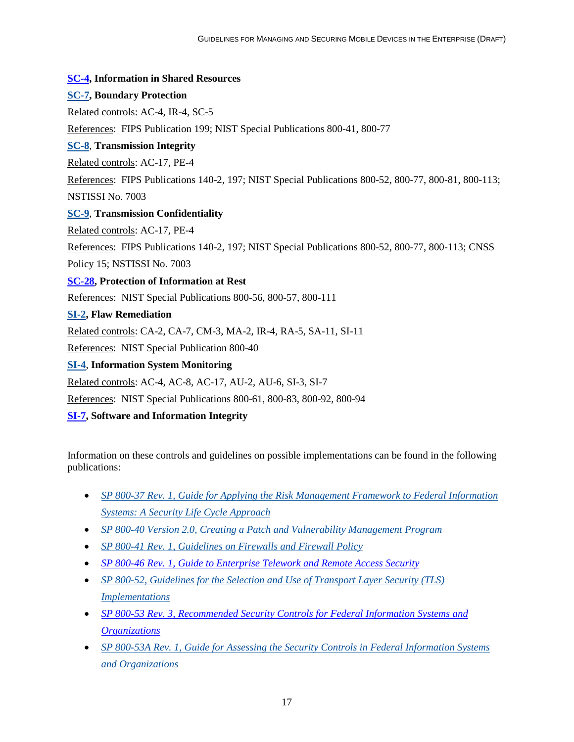**SC-4, Information in Shared Resources**

**SC-7, Boundary Protection**

Related controls: AC-4, IR-4, SC-5

References: FIPS Publication 199; NIST Special Publications 800-41, 800-77

**SC-8, Transmission Integrity**

Related controls: AC-17, PE-4

References: FIPS Publications 140-2, 197; NIST Special Publications 800-52, 800-77, 800-81, 800-113; NSTISSI No. 7003

**SC-9, Transmission Confidentiality**

Related controls: AC-17, PE-4

References: FIPS Publications 140-2, 197; NIST Special Publications 800-52, 800-77, 800-113; CNSS Policy 15; NSTISSI No. 7003

**SC-28, Protection of Information at Rest**

References: NIST Special Publications 800-56, 800-57, 800-111

**SI-2, Flaw Remediation**

Related controls: CA-2, CA-7, CM-3, MA-2, IR-4, RA-5, SA-11, SI-11

References: NIST Special Publication 800-40

**SI-4, Information System Monitoring**

Related controls: AC-4, AC-8, AC-17, AU-2, AU-6, SI-3, SI-7

References: NIST Special Publications 800-61, 800-83, 800-92, 800-94

**SI-7, Software and Information Integrity**

Information on these controls and guidelines on possible implementations can be found in the following publications:

- *SP 800-37 Rev. 1, Guide for Applying the Risk Management Framework to Federal Information Systems: A Security Life Cycle Approach*
- *SP 800-40 Version 2.0, Creating a Patch and Vulnerability Management Program*
- *SP 800-41 Rev. 1, Guidelines on Firewalls and Firewall Policy*
- *SP 800-46 Rev. 1, Guide to Enterprise Telework and Remote Access Security*
- *SP 800-52, Guidelines for the Selection and Use of Transport Layer Security (TLS) Implementations*
- *SP 800-53 Rev. 3, Recommended Security Controls for Federal Information Systems and Organizations*
- *SP 800-53A Rev. 1, Guide for Assessing the Security Controls in Federal Information Systems and Organizations*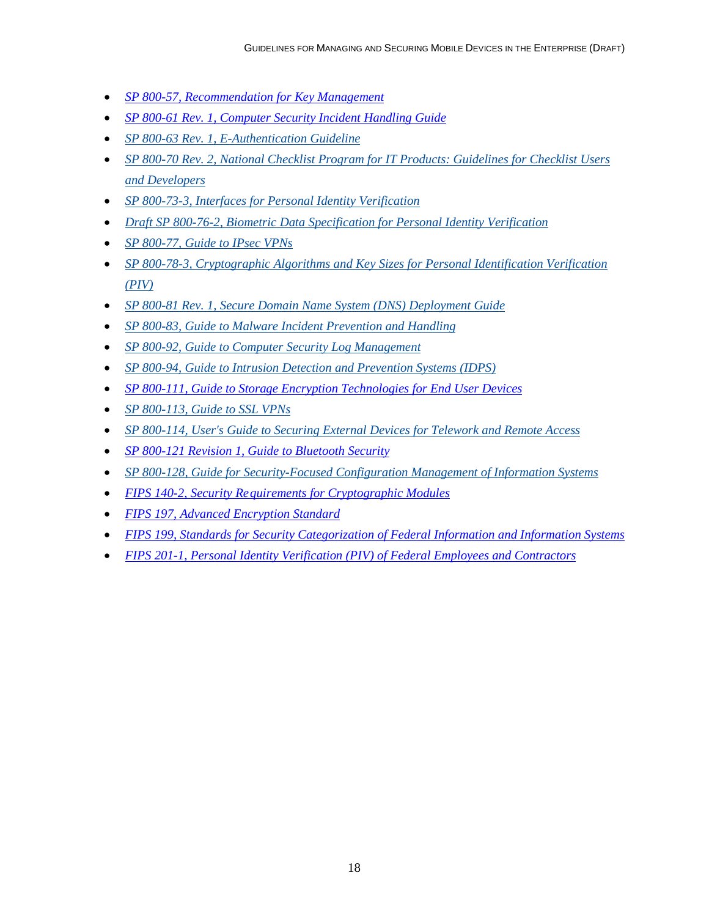- *SP 800-57, Recommendation for Key Management*
- *SP 800-61 Rev. 1, Computer Security Incident Handling Guide*
- *SP 800-63 Rev. 1, E-Authentication Guideline*
- *SP 800-70 Rev. 2, National Checklist Program for IT Products: Guidelines for Checklist Users and Developers*
- *SP 800-73-3, Interfaces for Personal Identity Verification*
- *Draft SP 800-76-2, Biometric Data Specification for Personal Identity Verification*
- *SP 800-77, Guide to IPsec VPNs*
- *SP 800-78-3, Cryptographic Algorithms and Key Sizes for Personal Identification Verification (PIV)*
- *SP 800-81 Rev. 1, Secure Domain Name System (DNS) Deployment Guide*
- *SP 800-83, Guide to Malware Incident Prevention and Handling*
- *SP 800-92, Guide to Computer Security Log Management*
- *SP 800-94, Guide to Intrusion Detection and Prevention Systems (IDPS)*
- *SP 800-111, Guide to Storage Encryption Technologies for End User Devices*
- *SP 800-113, Guide to SSL VPNs*
- *SP 800-114, User's Guide to Securing External Devices for Telework and Remote Access*
- *SP 800-121 Revision 1, Guide to Bluetooth Security*
- *SP 800-128, Guide for Security-Focused Configuration Management of Information Systems*
- *FIPS 140-2, Security Requirements for Cryptographic Modules*
- *FIPS 197, Advanced Encryption Standard*
- *FIPS 199, Standards for Security Categorization of Federal Information and Information Systems*
- *FIPS 201-1, Personal Identity Verification (PIV) of Federal Employees and Contractors*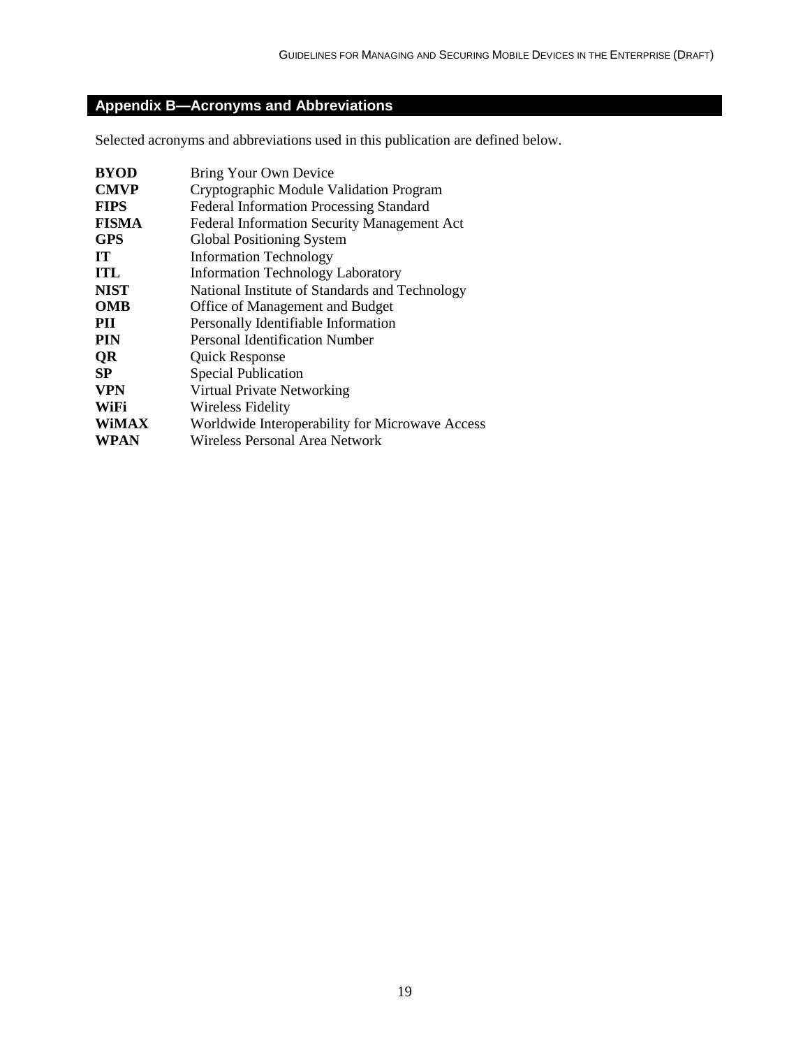## Appendix B—Acronyms and Abbreviations

Selected acronyms and abbreviations used in this publication are defined below.

| | |
|---|---|
| **BYOD** | Bring Your Own Device |
| **CMVP** | Cryptographic Module Validation Program |
| **FIPS** | Federal Information Processing Standard |
| **FISMA** | Federal Information Security Management Act |
| **GPS** | Global Positioning System |
| **IT** | Information Technology |
| **ITL** | Information Technology Laboratory |
| **NIST** | National Institute of Standards and Technology |
| **OMB** | Office of Management and Budget |
| **PII** | Personally Identifiable Information |
| **PIN** | Personal Identification Number |
| **QR** | Quick Response |
| **SP** | Special Publication |
| **VPN** | Virtual Private Networking |
| **WiFi** | Wireless Fidelity |
| **WiMAX** | Worldwide Interoperability for Microwave Access |
| **WPAN** | Wireless Personal Area Network |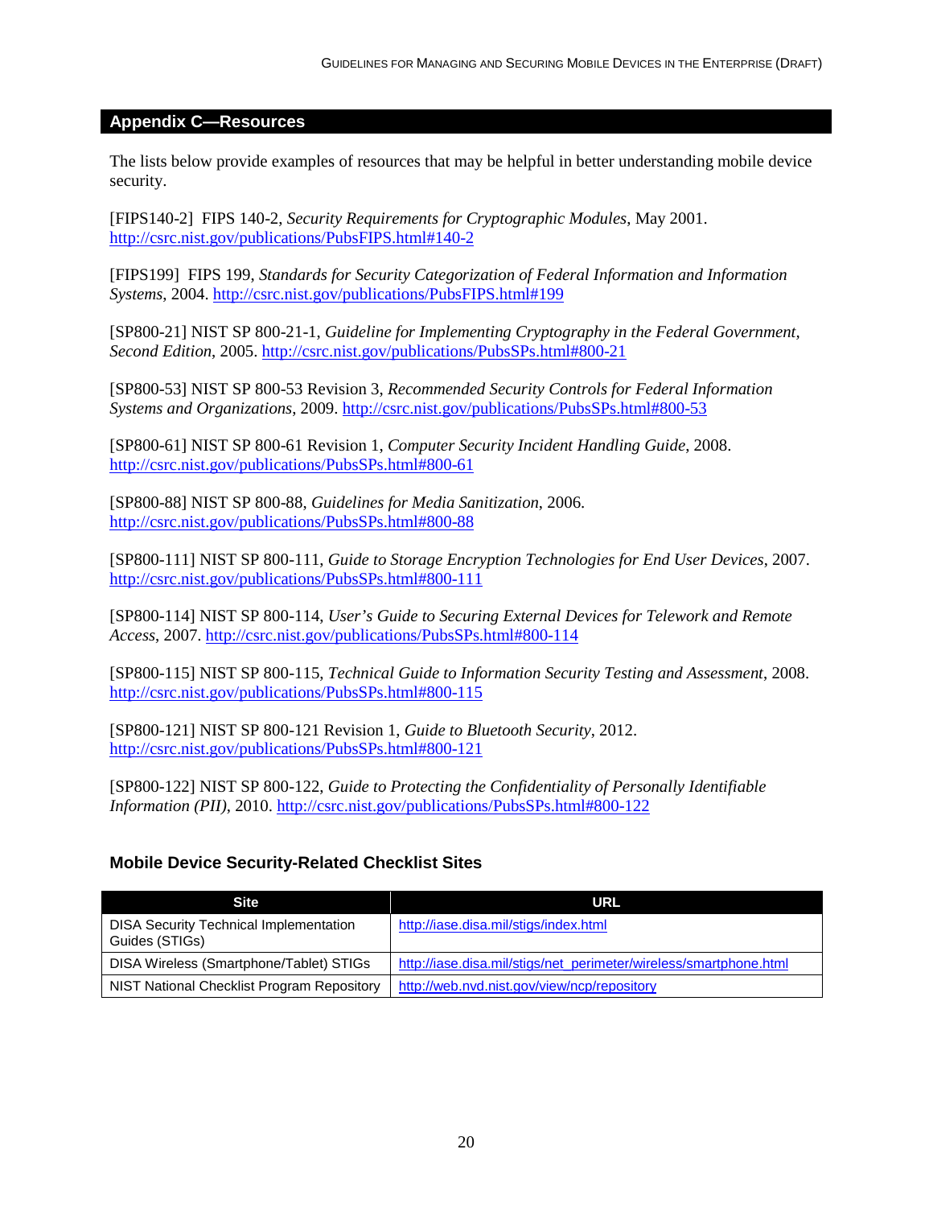## Appendix C—Resources

The lists below provide examples of resources that may be helpful in better understanding mobile device security.

[FIPS140-2] FIPS 140-2, *Security Requirements for Cryptographic Modules*, May 2001. http://csrc.nist.gov/publications/PubsFIPS.html#140-2

[FIPS199] FIPS 199, *Standards for Security Categorization of Federal Information and Information Systems*, 2004. http://csrc.nist.gov/publications/PubsFIPS.html#199

[SP800-21] NIST SP 800-21-1, *Guideline for Implementing Cryptography in the Federal Government, Second Edition*, 2005. http://csrc.nist.gov/publications/PubsSPs.html#800-21

[SP800-53] NIST SP 800-53 Revision 3, *Recommended Security Controls for Federal Information Systems and Organizations*, 2009. http://csrc.nist.gov/publications/PubsSPs.html#800-53

[SP800-61] NIST SP 800-61 Revision 1, *Computer Security Incident Handling Guide*, 2008. http://csrc.nist.gov/publications/PubsSPs.html#800-61

[SP800-88] NIST SP 800-88, *Guidelines for Media Sanitization*, 2006. http://csrc.nist.gov/publications/PubsSPs.html#800-88

[SP800-111] NIST SP 800-111, *Guide to Storage Encryption Technologies for End User Devices*, 2007. http://csrc.nist.gov/publications/PubsSPs.html#800-111

[SP800-114] NIST SP 800-114, *User's Guide to Securing External Devices for Telework and Remote Access*, 2007. http://csrc.nist.gov/publications/PubsSPs.html#800-114

[SP800-115] NIST SP 800-115, *Technical Guide to Information Security Testing and Assessment*, 2008. http://csrc.nist.gov/publications/PubsSPs.html#800-115

[SP800-121] NIST SP 800-121 Revision 1, *Guide to Bluetooth Security*, 2012. http://csrc.nist.gov/publications/PubsSPs.html#800-121

[SP800-122] NIST SP 800-122, *Guide to Protecting the Confidentiality of Personally Identifiable Information (PII)*, 2010. http://csrc.nist.gov/publications/PubsSPs.html#800-122

### Mobile Device Security-Related Checklist Sites

| Site | URL |
|---|---|
| DISA Security Technical Implementation Guides (STIGs) | http://iase.disa.mil/stigs/index.html |
| DISA Wireless (Smartphone/Tablet) STIGs | http://iase.disa.mil/stigs/net_perimeter/wireless/smartphone.html |
| NIST National Checklist Program Repository | http://web.nvd.nist.gov/view/ncp/repository |